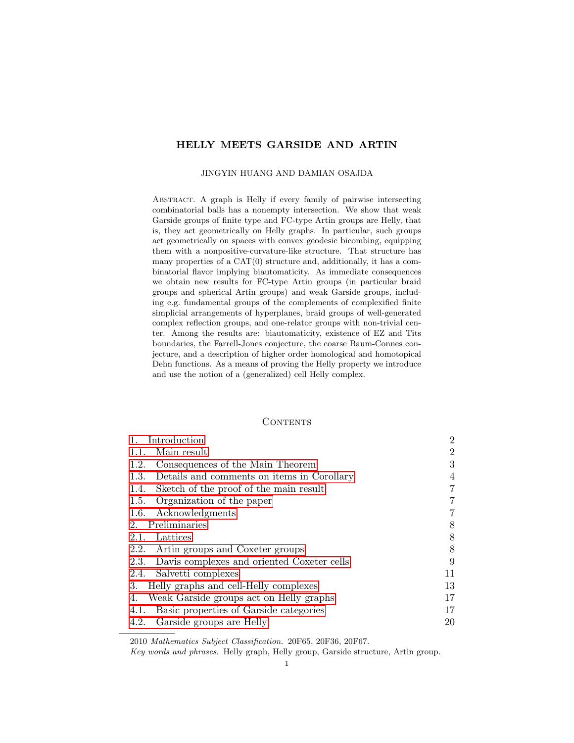# HELLY MEETS GARSIDE AND ARTIN

JINGYIN HUANG AND DAMIAN OSAJDA

Abstract. A graph is Helly if every family of pairwise intersecting combinatorial balls has a nonempty intersection. We show that weak Garside groups of finite type and FC-type Artin groups are Helly, that is, they act geometrically on Helly graphs. In particular, such groups act geometrically on spaces with convex geodesic bicombing, equipping them with a nonpositive-curvature-like structure. That structure has many properties of a CAT(0) structure and, additionally, it has a combinatorial flavor implying biautomaticity. As immediate consequences we obtain new results for FC-type Artin groups (in particular braid groups and spherical Artin groups) and weak Garside groups, including e.g. fundamental groups of the complements of complexified finite simplicial arrangements of hyperplanes, braid groups of well-generated complex reflection groups, and one-relator groups with non-trivial center. Among the results are: biautomaticity, existence of EZ and Tits boundaries, the Farrell-Jones conjecture, the coarse Baum-Connes conjecture, and a description of higher order homological and homotopical Dehn functions. As a means of proving the Helly property we introduce and use the notion of a (generalized) cell Helly complex.

## Contents

| | |
|---|---|
| 1. Introduction | 2 |
| 1.1. Main result | 2 |
| 1.2. Consequences of the Main Theorem | 3 |
| 1.3. Details and comments on items in Corollary | 4 |
| 1.4. Sketch of the proof of the main result | 7 |
| 1.5. Organization of the paper | 7 |
| 1.6. Acknowledgments | 7 |
| 2. Preliminaries | 8 |
| 2.1. Lattices | 8 |
| 2.2. Artin groups and Coxeter groups | 8 |
| 2.3. Davis complexes and oriented Coxeter cells | 9 |
| 2.4. Salvetti complexes | 11 |
| 3. Helly graphs and cell-Helly complexes | 13 |
| 4. Weak Garside groups act on Helly graphs | 17 |
| 4.1. Basic properties of Garside categories | 17 |
| 4.2. Garside groups are Helly | 20 |

2010 *Mathematics Subject Classification.* 20F65, 20F36, 20F67.

*Key words and phrases.* Helly graph, Helly group, Garside structure, Artin group.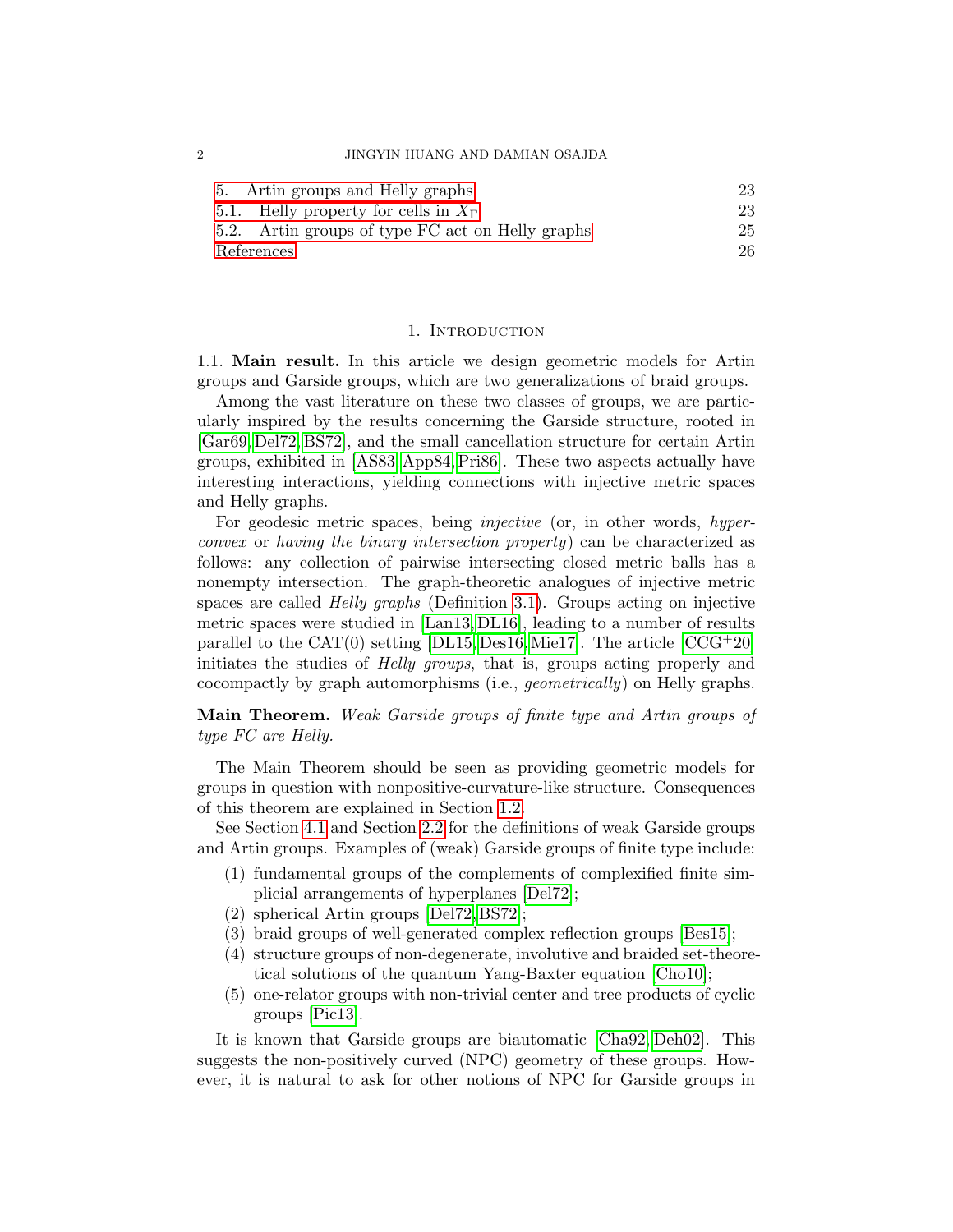| | |
|---|---|
| 5. Artin groups and Helly graphs | 23 |
| 5.1. Helly property for cells in $X_\Gamma$ | 23 |
| 5.2. Artin groups of type FC act on Helly graphs | 25 |
| References | 26 |

## 1. Introduction

### 1.1. Main result.

In this article we design geometric models for Artin groups and Garside groups, which are two generalizations of braid groups.

Among the vast literature on these two classes of groups, we are particularly inspired by the results concerning the Garside structure, rooted in [Gar69, Del72, BS72], and the small cancellation structure for certain Artin groups, exhibited in [AS83, App84, Pri86]. These two aspects actually have interesting interactions, yielding connections with injective metric spaces and Helly graphs.

For geodesic metric spaces, being *injective* (or, in other words, *hyperconvex* or *having the binary intersection property*) can be characterized as follows: any collection of pairwise intersecting closed metric balls has a nonempty intersection. The graph-theoretic analogues of injective metric spaces are called *Helly graphs* (Definition 3.1). Groups acting on injective metric spaces were studied in [Lan13, DL16], leading to a number of results parallel to the CAT(0) setting [DL15, Des16, Mie17]. The article [CCG+20] initiates the studies of *Helly groups*, that is, groups acting properly and cocompactly by graph automorphisms (i.e., *geometrically*) on Helly graphs.

**Main Theorem.** *Weak Garside groups of finite type and Artin groups of type FC are Helly.*

The Main Theorem should be seen as providing geometric models for groups in question with nonpositive-curvature-like structure. Consequences of this theorem are explained in Section 1.2.

See Section 4.1 and Section 2.2 for the definitions of weak Garside groups and Artin groups. Examples of (weak) Garside groups of finite type include:

1. fundamental groups of the complements of complexified finite simplicial arrangements of hyperplanes [Del72];
2. spherical Artin groups [Del72, BS72];
3. braid groups of well-generated complex reflection groups [Bes15];
4. structure groups of non-degenerate, involutive and braided set-theoretical solutions of the quantum Yang-Baxter equation [Cho10];
5. one-relator groups with non-trivial center and tree products of cyclic groups [Pic13].

It is known that Garside groups are biautomatic [Cha92, Deh02]. This suggests the non-positively curved (NPC) geometry of these groups. However, it is natural to ask for other notions of NPC for Garside groups in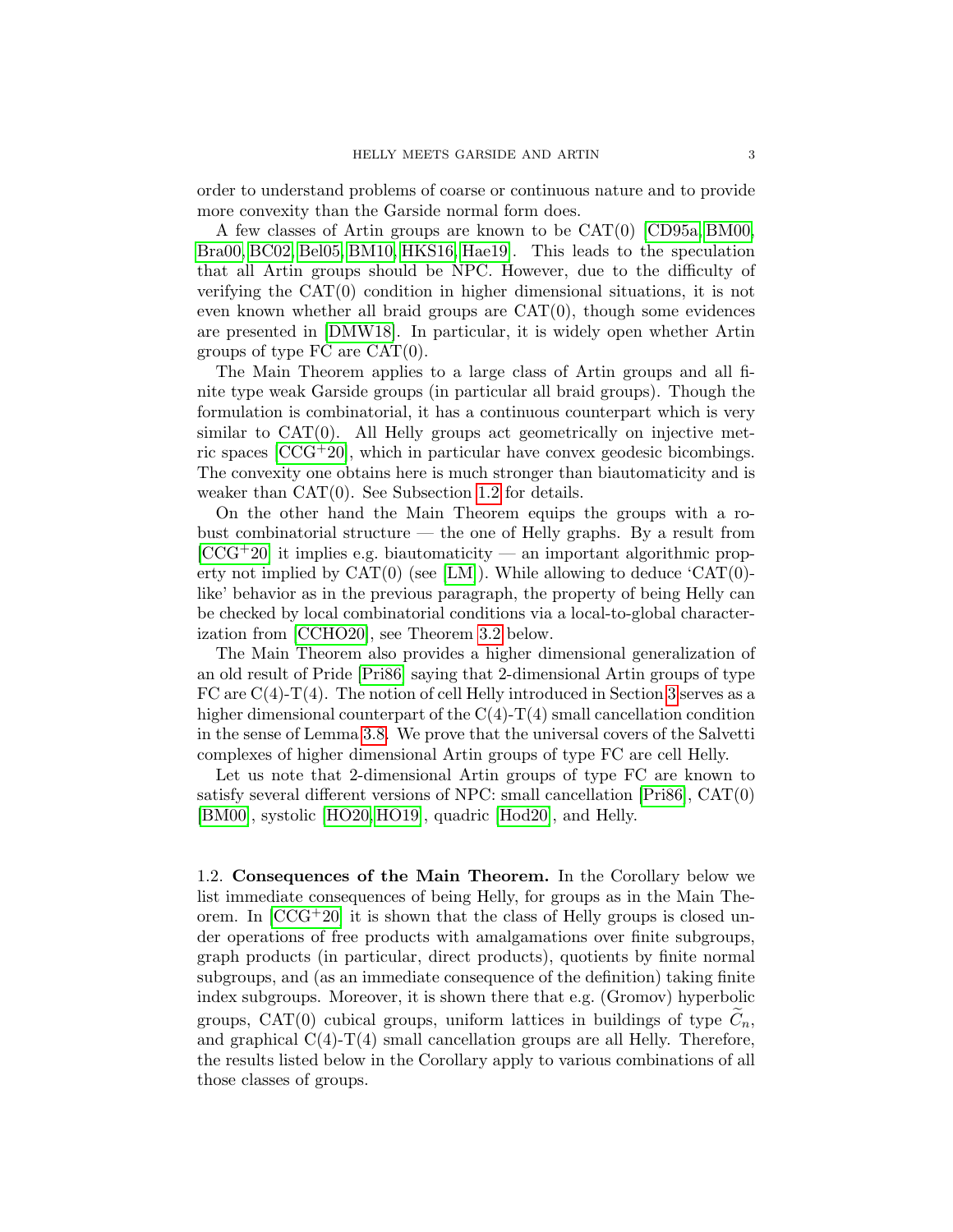order to understand problems of coarse or continuous nature and to provide more convexity than the Garside normal form does.

A few classes of Artin groups are known to be CAT(0) [CD95a, BM00, Bra00, BC02, Bel05, BM10, HKS16, Hae19]. This leads to the speculation that all Artin groups should be NPC. However, due to the difficulty of verifying the CAT(0) condition in higher dimensional situations, it is not even known whether all braid groups are CAT(0), though some evidences are presented in [DMW18]. In particular, it is widely open whether Artin groups of type FC are CAT(0).

The Main Theorem applies to a large class of Artin groups and all finite type weak Garside groups (in particular all braid groups). Though the formulation is combinatorial, it has a continuous counterpart which is very similar to CAT(0). All Helly groups act geometrically on injective metric spaces [CCG+20], which in particular have convex geodesic bicombings. The convexity one obtains here is much stronger than biautomaticity and is weaker than CAT(0). See Subsection 1.2 for details.

On the other hand the Main Theorem equips the groups with a robust combinatorial structure — the one of Helly graphs. By a result from [CCG+20] it implies e.g. biautomaticity — an important algorithmic property not implied by CAT(0) (see [LM]). While allowing to deduce 'CAT(0)-like' behavior as in the previous paragraph, the property of being Helly can be checked by local combinatorial conditions via a local-to-global characterization from [CCHO20], see Theorem 3.2 below.

The Main Theorem also provides a higher dimensional generalization of an old result of Pride [Pri86] saying that 2-dimensional Artin groups of type FC are C(4)-T(4). The notion of cell Helly introduced in Section 3 serves as a higher dimensional counterpart of the C(4)-T(4) small cancellation condition in the sense of Lemma 3.8. We prove that the universal covers of the Salvetti complexes of higher dimensional Artin groups of type FC are cell Helly.

Let us note that 2-dimensional Artin groups of type FC are known to satisfy several different versions of NPC: small cancellation [Pri86], CAT(0) [BM00], systolic [HO20, HO19], quadric [Hod20], and Helly.

## 1.2. Consequences of the Main Theorem.

In the Corollary below we list immediate consequences of being Helly, for groups as in the Main Theorem. In [CCG+20] it is shown that the class of Helly groups is closed under operations of free products with amalgamations over finite subgroups, graph products (in particular, direct products), quotients by finite normal subgroups, and (as an immediate consequence of the definition) taking finite index subgroups. Moreover, it is shown there that e.g. (Gromov) hyperbolic groups, CAT(0) cubical groups, uniform lattices in buildings of type $\widetilde{C}_n$, and graphical C(4)-T(4) small cancellation groups are all Helly. Therefore, the results listed below in the Corollary apply to various combinations of all those classes of groups.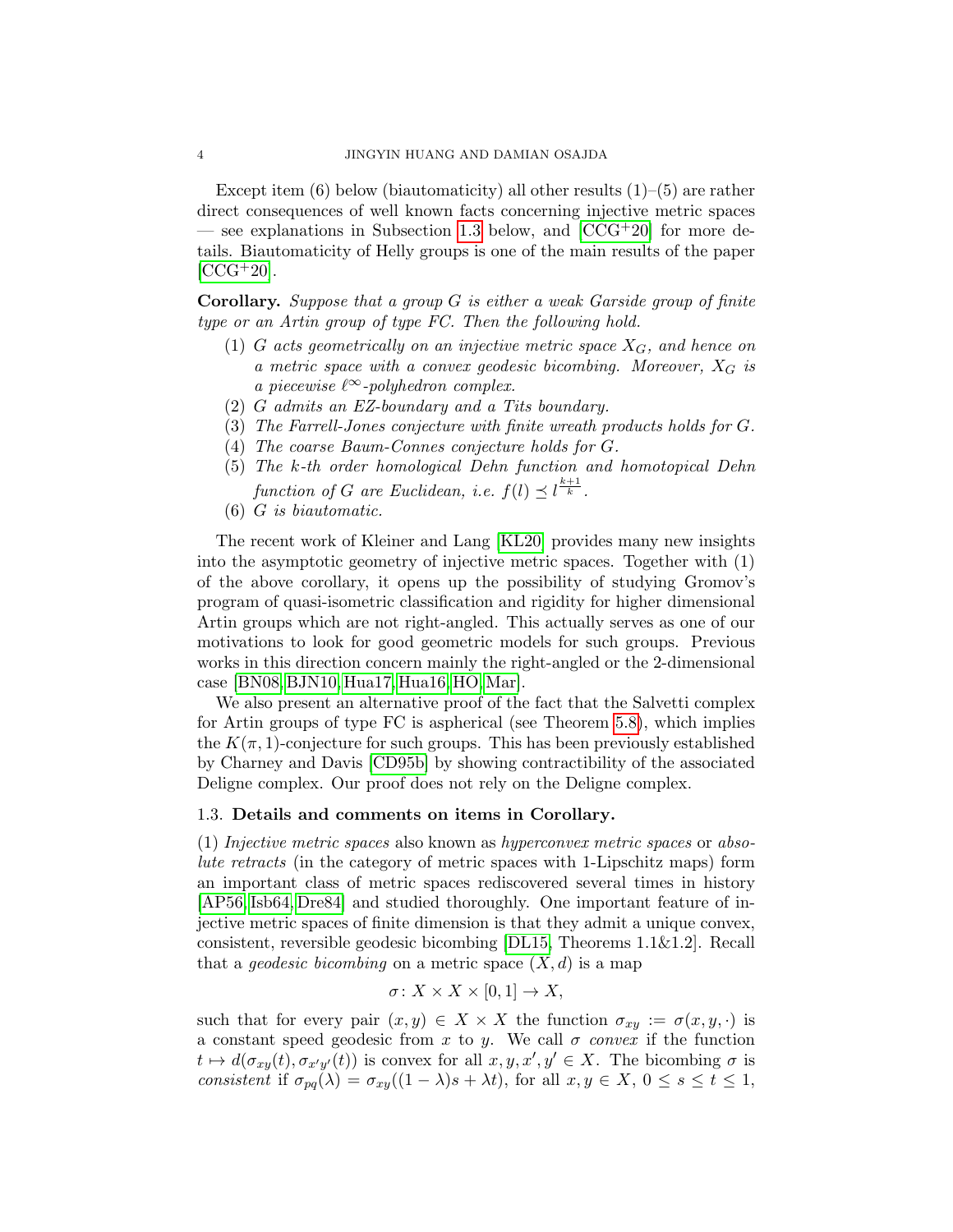Except item (6) below (biautomaticity) all other results (1)–(5) are rather direct consequences of well known facts concerning injective metric spaces — see explanations in Subsection 1.3 below, and [CCG+20] for more details. Biautomaticity of Helly groups is one of the main results of the paper [CCG+20].

**Corollary.** *Suppose that a group $G$ is either a weak Garside group of finite type or an Artin group of type FC. Then the following hold.*

1. *$G$ acts geometrically on an injective metric space $X_G$, and hence on a metric space with a convex geodesic bicombing. Moreover, $X_G$ is a piecewise $\ell^\infty$-polyhedron complex.*
2. *$G$ admits an EZ-boundary and a Tits boundary.*
3. *The Farrell-Jones conjecture with finite wreath products holds for $G$.*
4. *The coarse Baum-Connes conjecture holds for $G$.*
5. *The $k$-th order homological Dehn function and homotopical Dehn function of $G$ are Euclidean, i.e. $f(l) \preceq l^{\frac{k+1}{k}}$.*
6. *$G$ is biautomatic.*

The recent work of Kleiner and Lang [KL20] provides many new insights into the asymptotic geometry of injective metric spaces. Together with (1) of the above corollary, it opens up the possibility of studying Gromov's program of quasi-isometric classification and rigidity for higher dimensional Artin groups which are not right-angled. This actually serves as one of our motivations to look for good geometric models for such groups. Previous works in this direction concern mainly the right-angled or the 2-dimensional case [BN08, BJN10, Hua17, Hua16, HO, Mar].

We also present an alternative proof of the fact that the Salvetti complex for Artin groups of type FC is aspherical (see Theorem 5.8), which implies the $K(\pi, 1)$-conjecture for such groups. This has been previously established by Charney and Davis [CD95b] by showing contractibility of the associated Deligne complex. Our proof does not rely on the Deligne complex.

### 1.3. Details and comments on items in Corollary.

(1) *Injective metric spaces* also known as *hyperconvex metric spaces* or *absolute retracts* (in the category of metric spaces with 1-Lipschitz maps) form an important class of metric spaces rediscovered several times in history [AP56, Isb64, Dre84] and studied thoroughly. One important feature of injective metric spaces of finite dimension is that they admit a unique convex, consistent, reversible geodesic bicombing [DL15, Theorems 1.1&1.2]. Recall that a *geodesic bicombing* on a metric space $(X, d)$ is a map

$$\sigma \colon X \times X \times [0, 1] \to X,$$

such that for every pair $(x, y) \in X \times X$ the function $\sigma_{xy} := \sigma(x, y, \cdot)$ is a constant speed geodesic from $x$ to $y$. We call $\sigma$ *convex* if the function $t \mapsto d(\sigma_{xy}(t), \sigma_{x'y'}(t))$ is convex for all $x, y, x', y' \in X$. The bicombing $\sigma$ is *consistent* if $\sigma_{pq}(\lambda) = \sigma_{xy}((1-\lambda)s + \lambda t)$, for all $x, y \in X$, $0 \le s \le t \le 1$,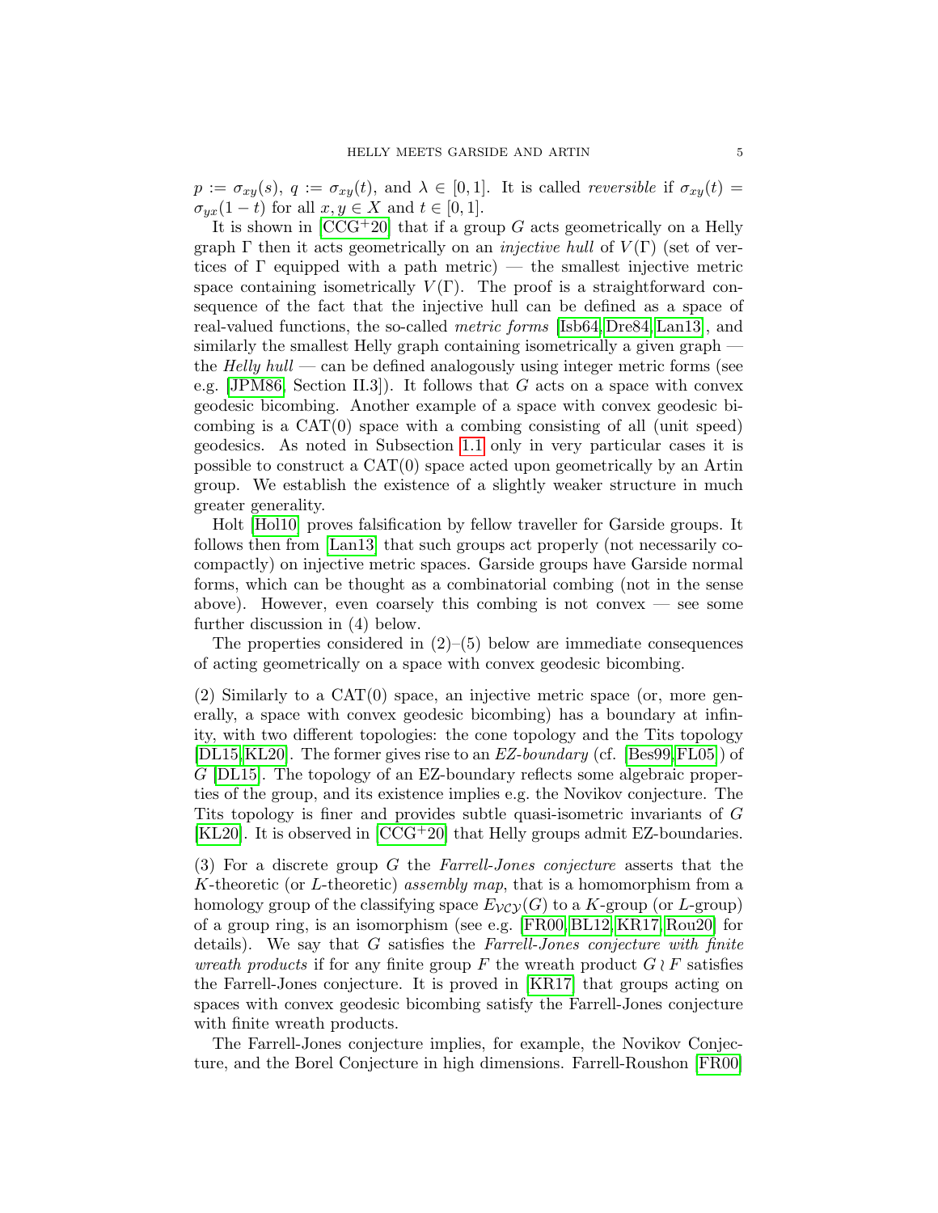$p := \sigma_{xy}(s)$, $q := \sigma_{xy}(t)$, and $\lambda \in [0,1]$. It is called *reversible* if $\sigma_{xy}(t) = \sigma_{yx}(1-t)$ for all $x, y \in X$ and $t \in [0,1]$.

It is shown in [CCG+20] that if a group $G$ acts geometrically on a Helly graph $\Gamma$ then it acts geometrically on an *injective hull* of $V(\Gamma)$ (set of vertices of $\Gamma$ equipped with a path metric) — the smallest injective metric space containing isometrically $V(\Gamma)$. The proof is a straightforward consequence of the fact that the injective hull can be defined as a space of real-valued functions, the so-called *metric forms* [Isb64, Dre84, Lan13], and similarly the smallest Helly graph containing isometrically a given graph — the *Helly hull* — can be defined analogously using integer metric forms (see e.g. [JPM86, Section II.3]). It follows that $G$ acts on a space with convex geodesic bicombing. Another example of a space with convex geodesic bicombing is a CAT(0) space with a combing consisting of all (unit speed) geodesics. As noted in Subsection 1.1 only in very particular cases it is possible to construct a CAT(0) space acted upon geometrically by an Artin group. We establish the existence of a slightly weaker structure in much greater generality.

Holt [Hol10] proves falsification by fellow traveller for Garside groups. It follows then from [Lan13] that such groups act properly (not necessarily cocompactly) on injective metric spaces. Garside groups have Garside normal forms, which can be thought as a combinatorial combing (not in the sense above). However, even coarsely this combing is not convex — see some further discussion in (4) below.

The properties considered in (2)–(5) below are immediate consequences of acting geometrically on a space with convex geodesic bicombing.

(2) Similarly to a CAT(0) space, an injective metric space (or, more generally, a space with convex geodesic bicombing) has a boundary at infinity, with two different topologies: the cone topology and the Tits topology [DL15, KL20]. The former gives rise to an *EZ-boundary* (cf. [Bes99, FL05]) of $G$ [DL15]. The topology of an EZ-boundary reflects some algebraic properties of the group, and its existence implies e.g. the Novikov conjecture. The Tits topology is finer and provides subtle quasi-isometric invariants of $G$ [KL20]. It is observed in [CCG+20] that Helly groups admit EZ-boundaries.

(3) For a discrete group $G$ the *Farrell-Jones conjecture* asserts that the $K$-theoretic (or $L$-theoretic) *assembly map*, that is a homomorphism from a homology group of the classifying space $E_{\mathcal{VCY}}(G)$ to a $K$-group (or $L$-group) of a group ring, is an isomorphism (see e.g. [FR00, BL12, KR17, Rou20] for details). We say that $G$ satisfies the *Farrell-Jones conjecture with finite wreath products* if for any finite group $F$ the wreath product $G \wr F$ satisfies the Farrell-Jones conjecture. It is proved in [KR17] that groups acting on spaces with convex geodesic bicombing satisfy the Farrell-Jones conjecture with finite wreath products.

The Farrell-Jones conjecture implies, for example, the Novikov Conjecture, and the Borel Conjecture in high dimensions. Farrell-Roushon [FR00]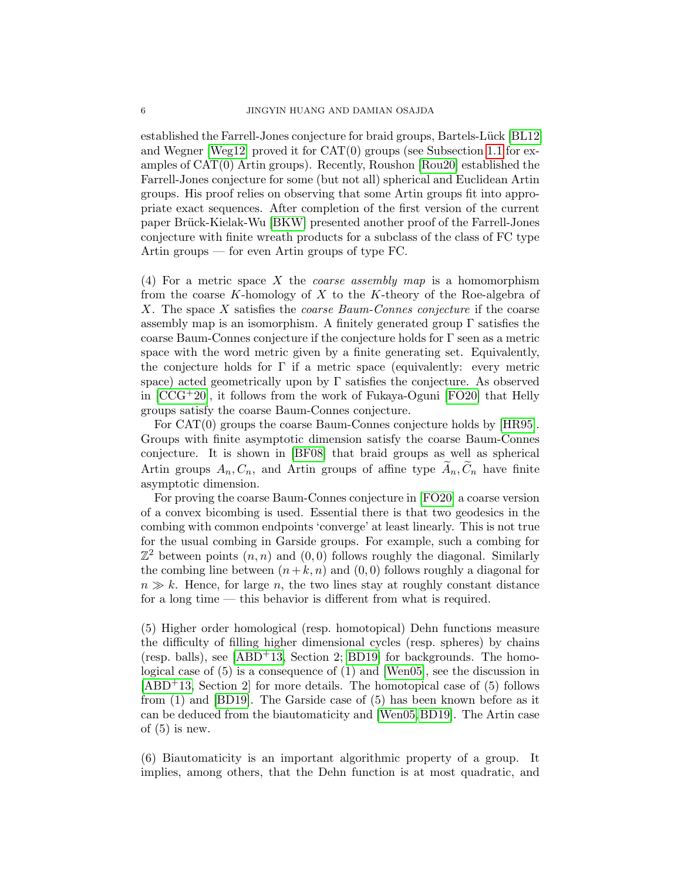established the Farrell-Jones conjecture for braid groups, Bartels-Lück [BL12] and Wegner [Weg12] proved it for CAT(0) groups (see Subsection 1.1 for examples of CAT(0) Artin groups). Recently, Roushon [Rou20] established the Farrell-Jones conjecture for some (but not all) spherical and Euclidean Artin groups. His proof relies on observing that some Artin groups fit into appropriate exact sequences. After completion of the first version of the current paper Brück-Kielak-Wu [BKW] presented another proof of the Farrell-Jones conjecture with finite wreath products for a subclass of the class of FC type Artin groups — for even Artin groups of type FC.

(4) For a metric space $X$ the *coarse assembly map* is a homomorphism from the coarse $K$-homology of $X$ to the $K$-theory of the Roe-algebra of $X$. The space $X$ satisfies the *coarse Baum-Connes conjecture* if the coarse assembly map is an isomorphism. A finitely generated group $\Gamma$ satisfies the coarse Baum-Connes conjecture if the conjecture holds for $\Gamma$ seen as a metric space with the word metric given by a finite generating set. Equivalently, the conjecture holds for $\Gamma$ if a metric space (equivalently: every metric space) acted geometrically upon by $\Gamma$ satisfies the conjecture. As observed in [CCG+20], it follows from the work of Fukaya-Oguni [FO20] that Helly groups satisfy the coarse Baum-Connes conjecture.

For CAT(0) groups the coarse Baum-Connes conjecture holds by [HR95]. Groups with finite asymptotic dimension satisfy the coarse Baum-Connes conjecture. It is shown in [BF08] that braid groups as well as spherical Artin groups $A_n, C_n$, and Artin groups of affine type $\widetilde{A}_n, \widetilde{C}_n$ have finite asymptotic dimension.

For proving the coarse Baum-Connes conjecture in [FO20] a coarse version of a convex bicombing is used. Essential there is that two geodesics in the combing with common endpoints 'converge' at least linearly. This is not true for the usual combing in Garside groups. For example, such a combing for $\mathbb{Z}^2$ between points $(n, n)$ and $(0, 0)$ follows roughly the diagonal. Similarly the combing line between $(n+k, n)$ and $(0, 0)$ follows roughly a diagonal for $n \gg k$. Hence, for large $n$, the two lines stay at roughly constant distance for a long time — this behavior is different from what is required.

(5) Higher order homological (resp. homotopical) Dehn functions measure the difficulty of filling higher dimensional cycles (resp. spheres) by chains (resp. balls), see [ABD+13, Section 2; BD19] for backgrounds. The homological case of (5) is a consequence of (1) and [Wen05], see the discussion in [ABD+13, Section 2] for more details. The homotopical case of (5) follows from (1) and [BD19]. The Garside case of (5) has been known before as it can be deduced from the biautomaticity and [Wen05, BD19]. The Artin case of (5) is new.

(6) Biautomaticity is an important algorithmic property of a group. It implies, among others, that the Dehn function is at most quadratic, and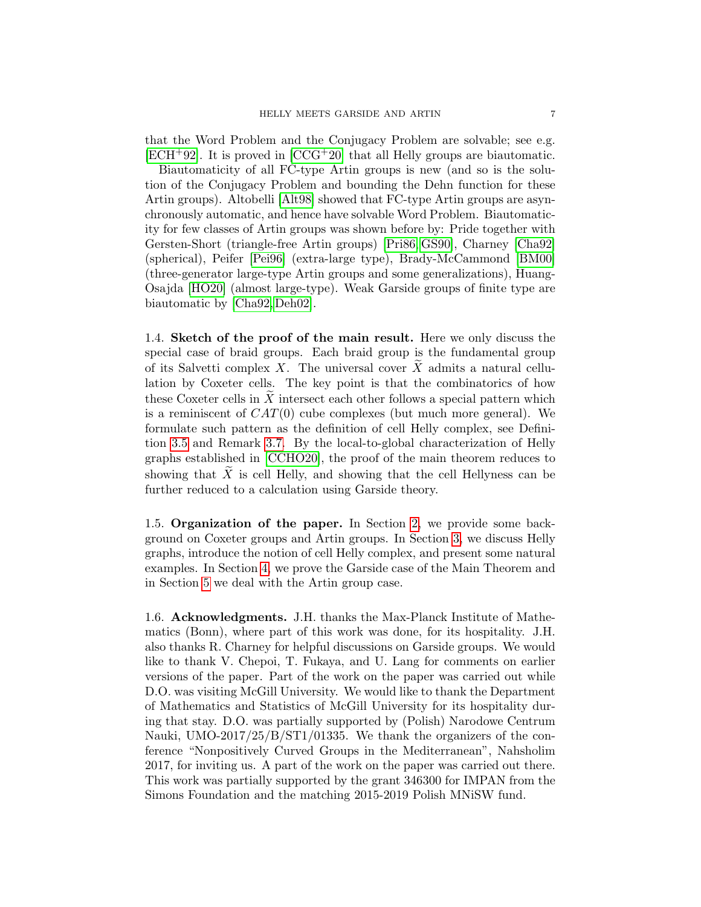that the Word Problem and the Conjugacy Problem are solvable; see e.g. [ECH+92]. It is proved in [CCG+20] that all Helly groups are biautomatic.

Biautomaticity of all FC-type Artin groups is new (and so is the solution of the Conjugacy Problem and bounding the Dehn function for these Artin groups). Altobelli [Alt98] showed that FC-type Artin groups are asynchronously automatic, and hence have solvable Word Problem. Biautomaticity for few classes of Artin groups was shown before by: Pride together with Gersten-Short (triangle-free Artin groups) [Pri86, GS90], Charney [Cha92] (spherical), Peifer [Pei96] (extra-large type), Brady-McCammond [BM00] (three-generator large-type Artin groups and some generalizations), Huang-Osajda [HO20] (almost large-type). Weak Garside groups of finite type are biautomatic by [Cha92, Deh02].

1.4. **Sketch of the proof of the main result.** Here we only discuss the special case of braid groups. Each braid group is the fundamental group of its Salvetti complex $X$. The universal cover $\widetilde{X}$ admits a natural cellulation by Coxeter cells. The key point is that the combinatorics of how these Coxeter cells in $\widetilde{X}$ intersect each other follows a special pattern which is a reminiscent of $CAT(0)$ cube complexes (but much more general). We formulate such pattern as the definition of cell Helly complex, see Definition 3.5 and Remark 3.7. By the local-to-global characterization of Helly graphs established in [CCHO20], the proof of the main theorem reduces to showing that $\widetilde{X}$ is cell Helly, and showing that the cell Hellyness can be further reduced to a calculation using Garside theory.

1.5. **Organization of the paper.** In Section 2, we provide some background on Coxeter groups and Artin groups. In Section 3, we discuss Helly graphs, introduce the notion of cell Helly complex, and present some natural examples. In Section 4, we prove the Garside case of the Main Theorem and in Section 5 we deal with the Artin group case.

1.6. **Acknowledgments.** J.H. thanks the Max-Planck Institute of Mathematics (Bonn), where part of this work was done, for its hospitality. J.H. also thanks R. Charney for helpful discussions on Garside groups. We would like to thank V. Chepoi, T. Fukaya, and U. Lang for comments on earlier versions of the paper. Part of the work on the paper was carried out while D.O. was visiting McGill University. We would like to thank the Department of Mathematics and Statistics of McGill University for its hospitality during that stay. D.O. was partially supported by (Polish) Narodowe Centrum Nauki, UMO-2017/25/B/ST1/01335. We thank the organizers of the conference "Nonpositively Curved Groups in the Mediterranean", Nahsholim 2017, for inviting us. A part of the work on the paper was carried out there. This work was partially supported by the grant 346300 for IMPAN from the Simons Foundation and the matching 2015-2019 Polish MNiSW fund.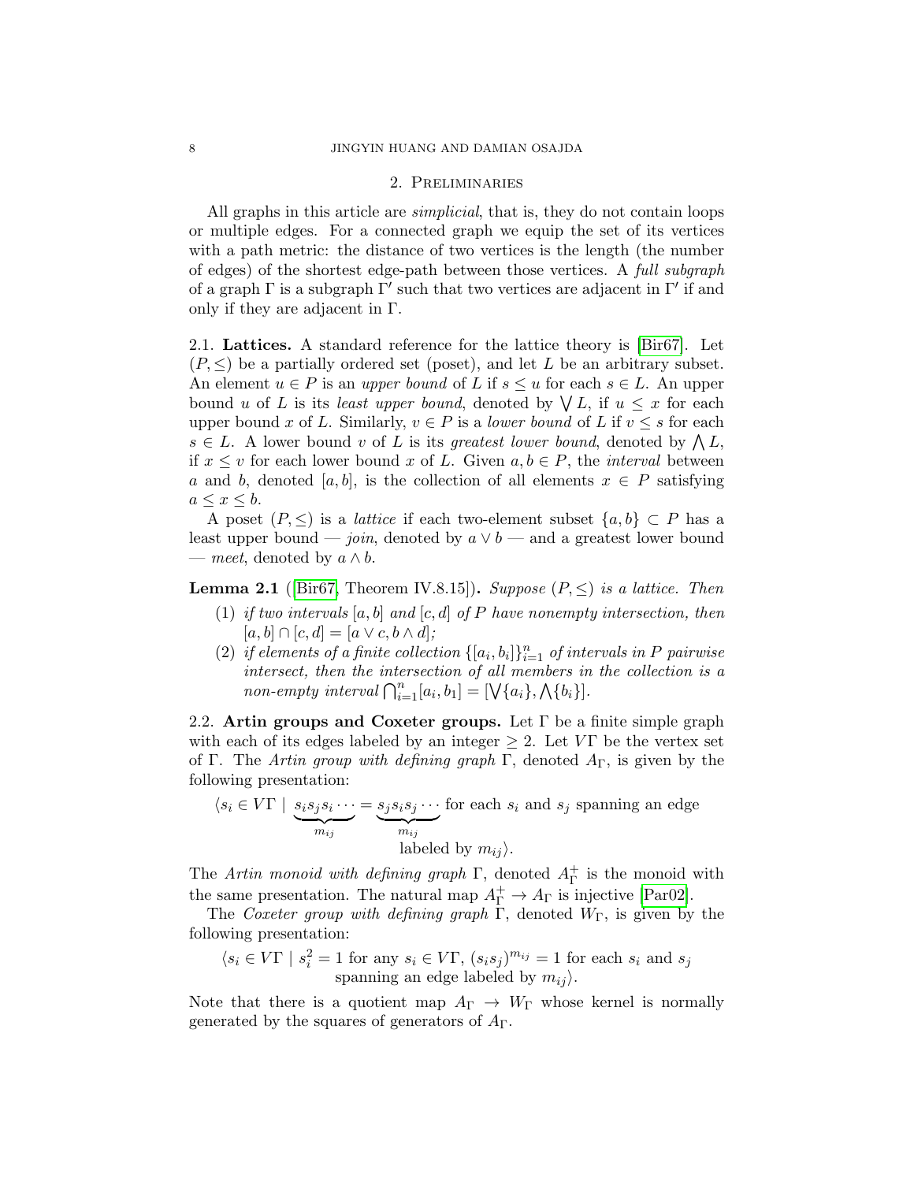## 2. Preliminaries

All graphs in this article are *simplicial*, that is, they do not contain loops or multiple edges. For a connected graph we equip the set of its vertices with a path metric: the distance of two vertices is the length (the number of edges) of the shortest edge-path between those vertices. A *full subgraph* of a graph $\Gamma$ is a subgraph $\Gamma'$ such that two vertices are adjacent in $\Gamma'$ if and only if they are adjacent in $\Gamma$.

2.1. **Lattices.** A standard reference for the lattice theory is [Bir67]. Let $(P, \leq)$ be a partially ordered set (poset), and let $L$ be an arbitrary subset. An element $u \in P$ is an *upper bound* of $L$ if $s \leq u$ for each $s \in L$. An upper bound $u$ of $L$ is its *least upper bound*, denoted by $\bigvee L$, if $u \leq x$ for each upper bound $x$ of $L$. Similarly, $v \in P$ is a *lower bound* of $L$ if $v \leq s$ for each $s \in L$. A lower bound $v$ of $L$ is its *greatest lower bound*, denoted by $\bigwedge L$, if $x \leq v$ for each lower bound $x$ of $L$. Given $a, b \in P$, the *interval* between $a$ and $b$, denoted $[a, b]$, is the collection of all elements $x \in P$ satisfying $a \leq x \leq b$.

A poset $(P, \leq)$ is a *lattice* if each two-element subset $\{a, b\} \subset P$ has a least upper bound — *join*, denoted by $a \vee b$ — and a greatest lower bound — *meet*, denoted by $a \wedge b$.

**Lemma 2.1** ([Bir67, Theorem IV.8.15])**.** *Suppose $(P, \leq)$ is a lattice. Then*

1. *if two intervals $[a, b]$ and $[c, d]$ of $P$ have nonempty intersection, then $[a, b] \cap [c, d] = [a \vee c, b \wedge d]$;*
2. *if elements of a finite collection $\{[a_i, b_i]\}_{i=1}^n$ of intervals in $P$ pairwise intersect, then the intersection of all members in the collection is a non-empty interval $\bigcap_{i=1}^n [a_i, b_1] = [\bigvee\{a_i\}, \bigwedge\{b_i\}]$.*

2.2. **Artin groups and Coxeter groups.** Let $\Gamma$ be a finite simple graph with each of its edges labeled by an integer $\geq 2$. Let $V\Gamma$ be the vertex set of $\Gamma$. The *Artin group with defining graph* $\Gamma$, denoted $A_\Gamma$, is given by the following presentation:

$$\langle s_i \in V\Gamma \mid \underbrace{s_i s_j s_i \cdots}_{m_{ij}} = \underbrace{s_j s_i s_j \cdots}_{m_{ij}} \text{ for each } s_i \text{ and } s_j \text{ spanning an edge labeled by } m_{ij} \rangle.$$

The *Artin monoid with defining graph* $\Gamma$, denoted $A^+_\Gamma$ is the monoid with the same presentation. The natural map $A^+_\Gamma \to A_\Gamma$ is injective [Par02].

The *Coxeter group with defining graph* $\Gamma$, denoted $W_\Gamma$, is given by the following presentation:

$$\langle s_i \in V\Gamma \mid s_i^2 = 1 \text{ for any } s_i \in V\Gamma,\ (s_i s_j)^{m_{ij}} = 1 \text{ for each } s_i \text{ and } s_j \text{ spanning an edge labeled by } m_{ij} \rangle.$$

Note that there is a quotient map $A_\Gamma \to W_\Gamma$ whose kernel is normally generated by the squares of generators of $A_\Gamma$.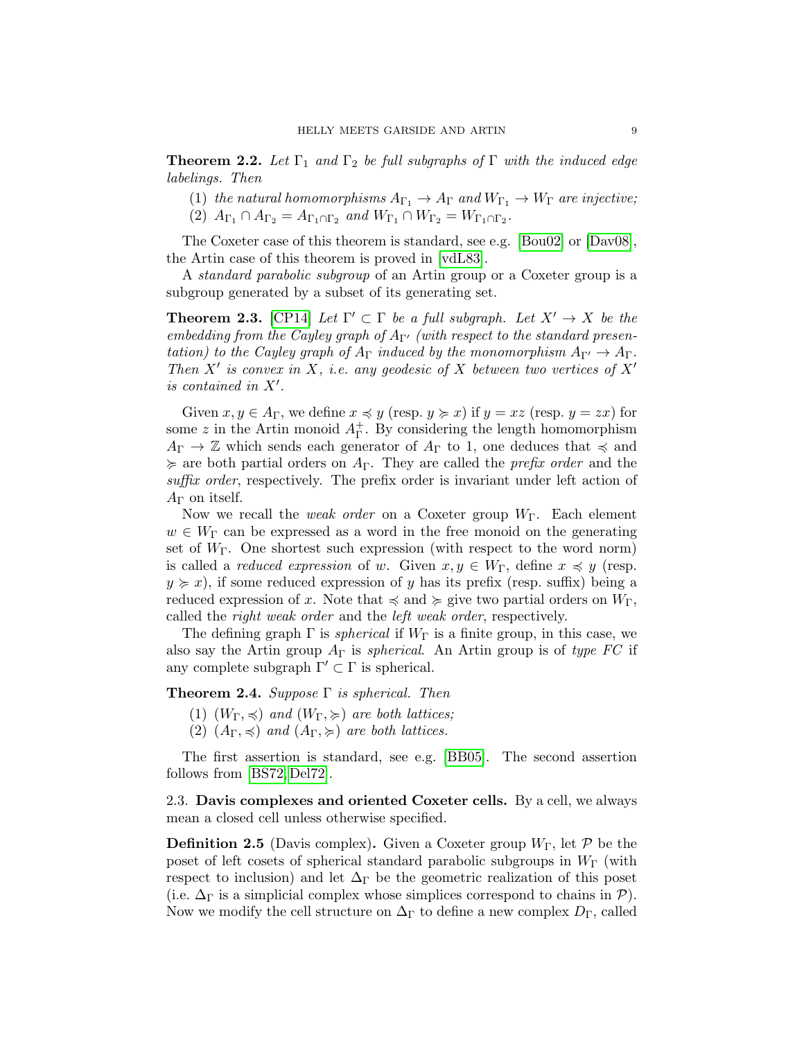**Theorem 2.2.** *Let $\Gamma_1$ and $\Gamma_2$ be full subgraphs of $\Gamma$ with the induced edge labelings. Then*

1. *the natural homomorphisms $A_{\Gamma_1} \to A_\Gamma$ and $W_{\Gamma_1} \to W_\Gamma$ are injective;*
2. *$A_{\Gamma_1} \cap A_{\Gamma_2} = A_{\Gamma_1 \cap \Gamma_2}$ and $W_{\Gamma_1} \cap W_{\Gamma_2} = W_{\Gamma_1 \cap \Gamma_2}$.*

The Coxeter case of this theorem is standard, see e.g. [Bou02] or [Dav08], the Artin case of this theorem is proved in [vdL83].

A *standard parabolic subgroup* of an Artin group or a Coxeter group is a subgroup generated by a subset of its generating set.

**Theorem 2.3.** [CP14] *Let $\Gamma' \subset \Gamma$ be a full subgraph. Let $X' \to X$ be the embedding from the Cayley graph of $A_{\Gamma'}$ (with respect to the standard presentation) to the Cayley graph of $A_\Gamma$ induced by the monomorphism $A_{\Gamma'} \to A_\Gamma$. Then $X'$ is convex in $X$, i.e. any geodesic of $X$ between two vertices of $X'$ is contained in $X'$.*

Given $x, y \in A_\Gamma$, we define $x \preccurlyeq y$ (resp. $y \succcurlyeq x$) if $y = xz$ (resp. $y = zx$) for some $z$ in the Artin monoid $A^+_\Gamma$. By considering the length homomorphism $A_\Gamma \to \mathbb{Z}$ which sends each generator of $A_\Gamma$ to 1, one deduces that $\preccurlyeq$ and $\succcurlyeq$ are both partial orders on $A_\Gamma$. They are called the *prefix order* and the *suffix order*, respectively. The prefix order is invariant under left action of $A_\Gamma$ on itself.

Now we recall the *weak order* on a Coxeter group $W_\Gamma$. Each element $w \in W_\Gamma$ can be expressed as a word in the free monoid on the generating set of $W_\Gamma$. One shortest such expression (with respect to the word norm) is called a *reduced expression* of $w$. Given $x, y \in W_\Gamma$, define $x \preccurlyeq y$ (resp. $y \succcurlyeq x$), if some reduced expression of $y$ has its prefix (resp. suffix) being a reduced expression of $x$. Note that $\preccurlyeq$ and $\succcurlyeq$ give two partial orders on $W_\Gamma$, called the *right weak order* and the *left weak order*, respectively.

The defining graph $\Gamma$ is *spherical* if $W_\Gamma$ is a finite group, in this case, we also say the Artin group $A_\Gamma$ is *spherical*. An Artin group is of *type FC* if any complete subgraph $\Gamma' \subset \Gamma$ is spherical.

**Theorem 2.4.** *Suppose $\Gamma$ is spherical. Then*

1. *$(W_\Gamma, \preccurlyeq)$ and $(W_\Gamma, \succcurlyeq)$ are both lattices;*
2. *$(A_\Gamma, \preccurlyeq)$ and $(A_\Gamma, \succcurlyeq)$ are both lattices.*

The first assertion is standard, see e.g. [BB05]. The second assertion follows from [BS72, Del72].

### 2.3. Davis complexes and oriented Coxeter cells.

By a cell, we always mean a closed cell unless otherwise specified.

**Definition 2.5** (Davis complex)**.** Given a Coxeter group $W_\Gamma$, let $\mathcal{P}$ be the poset of left cosets of spherical standard parabolic subgroups in $W_\Gamma$ (with respect to inclusion) and let $\Delta_\Gamma$ be the geometric realization of this poset (i.e. $\Delta_\Gamma$ is a simplicial complex whose simplices correspond to chains in $\mathcal{P}$). Now we modify the cell structure on $\Delta_\Gamma$ to define a new complex $D_\Gamma$, called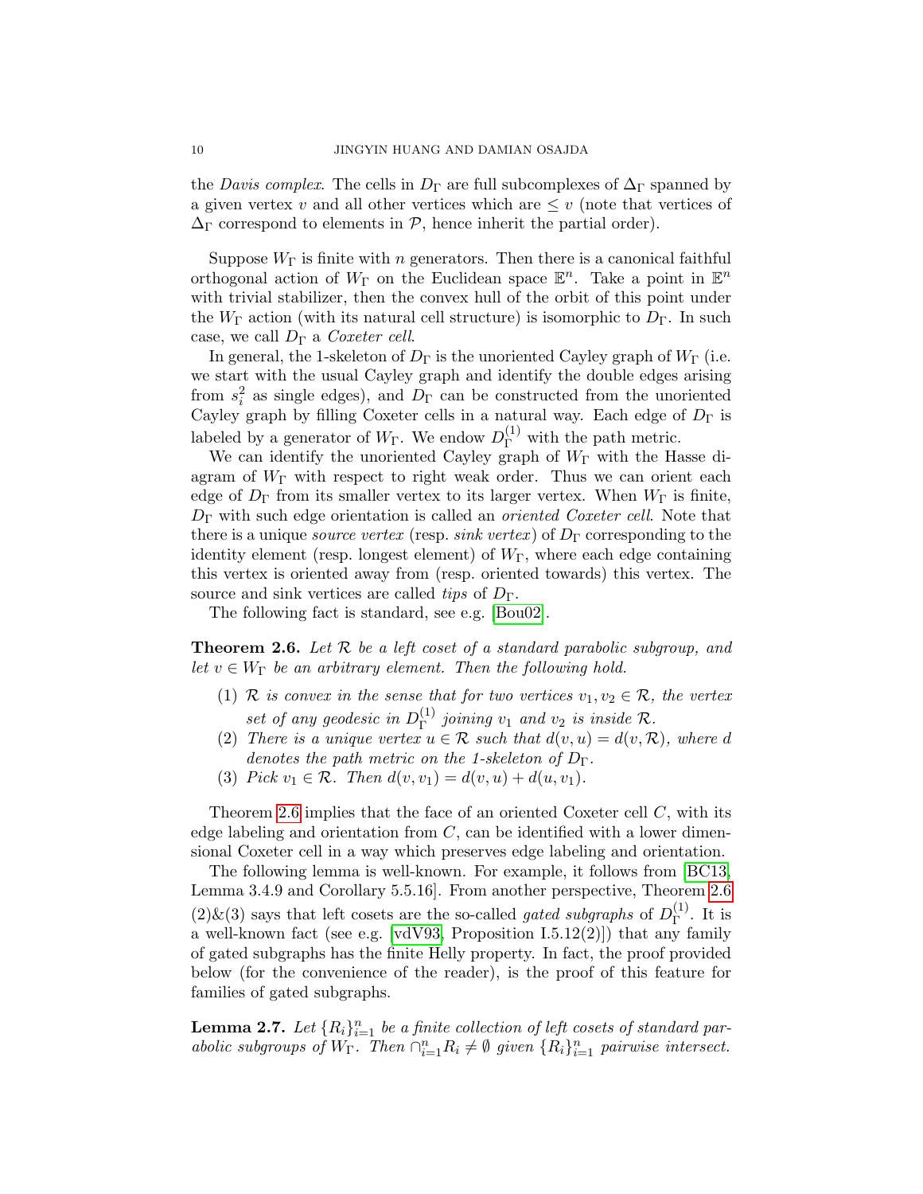the *Davis complex*. The cells in $D_\Gamma$ are full subcomplexes of $\Delta_\Gamma$ spanned by a given vertex $v$ and all other vertices which are $\leq v$ (note that vertices of $\Delta_\Gamma$ correspond to elements in $\mathcal{P}$, hence inherit the partial order).

Suppose $W_\Gamma$ is finite with $n$ generators. Then there is a canonical faithful orthogonal action of $W_\Gamma$ on the Euclidean space $\mathbb{E}^n$. Take a point in $\mathbb{E}^n$ with trivial stabilizer, then the convex hull of the orbit of this point under the $W_\Gamma$ action (with its natural cell structure) is isomorphic to $D_\Gamma$. In such case, we call $D_\Gamma$ a *Coxeter cell*.

In general, the 1-skeleton of $D_\Gamma$ is the unoriented Cayley graph of $W_\Gamma$ (i.e. we start with the usual Cayley graph and identify the double edges arising from $s_i^2$ as single edges), and $D_\Gamma$ can be constructed from the unoriented Cayley graph by filling Coxeter cells in a natural way. Each edge of $D_\Gamma$ is labeled by a generator of $W_\Gamma$. We endow $D^{(1)}_\Gamma$ with the path metric.

We can identify the unoriented Cayley graph of $W_\Gamma$ with the Hasse diagram of $W_\Gamma$ with respect to right weak order. Thus we can orient each edge of $D_\Gamma$ from its smaller vertex to its larger vertex. When $W_\Gamma$ is finite, $D_\Gamma$ with such edge orientation is called an *oriented Coxeter cell*. Note that there is a unique *source vertex* (resp. *sink vertex*) of $D_\Gamma$ corresponding to the identity element (resp. longest element) of $W_\Gamma$, where each edge containing this vertex is oriented away from (resp. oriented towards) this vertex. The source and sink vertices are called *tips* of $D_\Gamma$.

The following fact is standard, see e.g. [Bou02].

**Theorem 2.6.** *Let $\mathcal{R}$ be a left coset of a standard parabolic subgroup, and let $v \in W_\Gamma$ be an arbitrary element. Then the following hold.*

1. *$\mathcal{R}$ is convex in the sense that for two vertices $v_1, v_2 \in \mathcal{R}$, the vertex set of any geodesic in $D^{(1)}_\Gamma$ joining $v_1$ and $v_2$ is inside $\mathcal{R}$.*
2. *There is a unique vertex $u \in \mathcal{R}$ such that $d(v, u) = d(v, \mathcal{R})$, where $d$ denotes the path metric on the 1-skeleton of $D_\Gamma$.*
3. *Pick $v_1 \in \mathcal{R}$. Then $d(v, v_1) = d(v, u) + d(u, v_1)$.*

Theorem 2.6 implies that the face of an oriented Coxeter cell $C$, with its edge labeling and orientation from $C$, can be identified with a lower dimensional Coxeter cell in a way which preserves edge labeling and orientation.

The following lemma is well-known. For example, it follows from [BC13, Lemma 3.4.9 and Corollary 5.5.16]. From another perspective, Theorem 2.6 (2)&(3) says that left cosets are the so-called *gated subgraphs* of $D^{(1)}_\Gamma$. It is a well-known fact (see e.g. [vdV93, Proposition I.5.12(2)]) that any family of gated subgraphs has the finite Helly property. In fact, the proof provided below (for the convenience of the reader), is the proof of this feature for families of gated subgraphs.

**Lemma 2.7.** *Let $\{R_i\}_{i=1}^n$ be a finite collection of left cosets of standard parabolic subgroups of $W_\Gamma$. Then $\cap_{i=1}^n R_i \neq \emptyset$ given $\{R_i\}_{i=1}^n$ pairwise intersect.*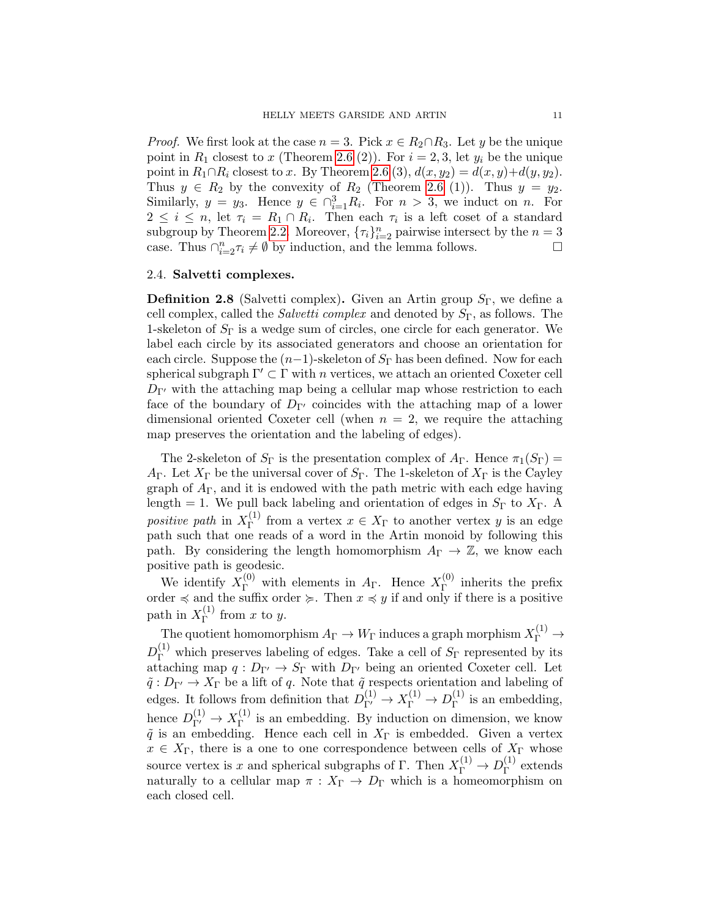*Proof.* We first look at the case $n = 3$. Pick $x \in R_2 \cap R_3$. Let $y$ be the unique point in $R_1$ closest to $x$ (Theorem 2.6 (2)). For $i = 2, 3$, let $y_i$ be the unique point in $R_1 \cap R_i$ closest to $x$. By Theorem 2.6 (3), $d(x, y_2) = d(x, y) + d(y, y_2)$. Thus $y \in R_2$ by the convexity of $R_2$ (Theorem 2.6 (1)). Thus $y = y_2$. Similarly, $y = y_3$. Hence $y \in \cap_{i=1}^{3} R_i$. For $n > 3$, we induct on $n$. For $2 \leq i \leq n$, let $\tau_i = R_1 \cap R_i$. Then each $\tau_i$ is a left coset of a standard subgroup by Theorem 2.2. Moreover, $\{\tau_i\}_{i=2}^{n}$ pairwise intersect by the $n = 3$ case. Thus $\cap_{i=2}^{n} \tau_i \neq \emptyset$ by induction, and the lemma follows. □

### 2.4. Salvetti complexes.

**Definition 2.8** (Salvetti complex)**.** Given an Artin group $S_\Gamma$, we define a cell complex, called the *Salvetti complex* and denoted by $S_\Gamma$, as follows. The 1-skeleton of $S_\Gamma$ is a wedge sum of circles, one circle for each generator. We label each circle by its associated generators and choose an orientation for each circle. Suppose the $(n-1)$-skeleton of $S_\Gamma$ has been defined. Now for each spherical subgraph $\Gamma' \subset \Gamma$ with $n$ vertices, we attach an oriented Coxeter cell $D_{\Gamma'}$ with the attaching map being a cellular map whose restriction to each face of the boundary of $D_{\Gamma'}$ coincides with the attaching map of a lower dimensional oriented Coxeter cell (when $n = 2$, we require the attaching map preserves the orientation and the labeling of edges).

The 2-skeleton of $S_\Gamma$ is the presentation complex of $A_\Gamma$. Hence $\pi_1(S_\Gamma) = A_\Gamma$. Let $X_\Gamma$ be the universal cover of $S_\Gamma$. The 1-skeleton of $X_\Gamma$ is the Cayley graph of $A_\Gamma$, and it is endowed with the path metric with each edge having length $= 1$. We pull back labeling and orientation of edges in $S_\Gamma$ to $X_\Gamma$. A *positive path* in $X^{(1)}_\Gamma$ from a vertex $x \in X_\Gamma$ to another vertex $y$ is an edge path such that one reads of a word in the Artin monoid by following this path. By considering the length homomorphism $A_\Gamma \to \mathbb{Z}$, we know each positive path is geodesic.

We identify $X^{(0)}_\Gamma$ with elements in $A_\Gamma$. Hence $X^{(0)}_\Gamma$ inherits the prefix order $\preccurlyeq$ and the suffix order $\succcurlyeq$. Then $x \preccurlyeq y$ if and only if there is a positive path in $X^{(1)}_\Gamma$ from $x$ to $y$.

The quotient homomorphism $A_\Gamma \to W_\Gamma$ induces a graph morphism $X^{(1)}_\Gamma \to D^{(1)}_\Gamma$ which preserves labeling of edges. Take a cell of $S_\Gamma$ represented by its attaching map $q : D_{\Gamma'} \to S_\Gamma$ with $D_{\Gamma'}$ being an oriented Coxeter cell. Let $\tilde{q} : D_{\Gamma'} \to X_\Gamma$ be a lift of $q$. Note that $\tilde{q}$ respects orientation and labeling of edges. It follows from definition that $D^{(1)}_{\Gamma'} \to X^{(1)}_\Gamma \to D^{(1)}_\Gamma$ is an embedding, hence $D^{(1)}_{\Gamma'} \to X^{(1)}_\Gamma$ is an embedding. By induction on dimension, we know $\tilde{q}$ is an embedding. Hence each cell in $X_\Gamma$ is embedded. Given a vertex $x \in X_\Gamma$, there is a one to one correspondence between cells of $X_\Gamma$ whose source vertex is $x$ and spherical subgraphs of $\Gamma$. Then $X^{(1)}_\Gamma \to D^{(1)}_\Gamma$ extends naturally to a cellular map $\pi : X_\Gamma \to D_\Gamma$ which is a homeomorphism on each closed cell.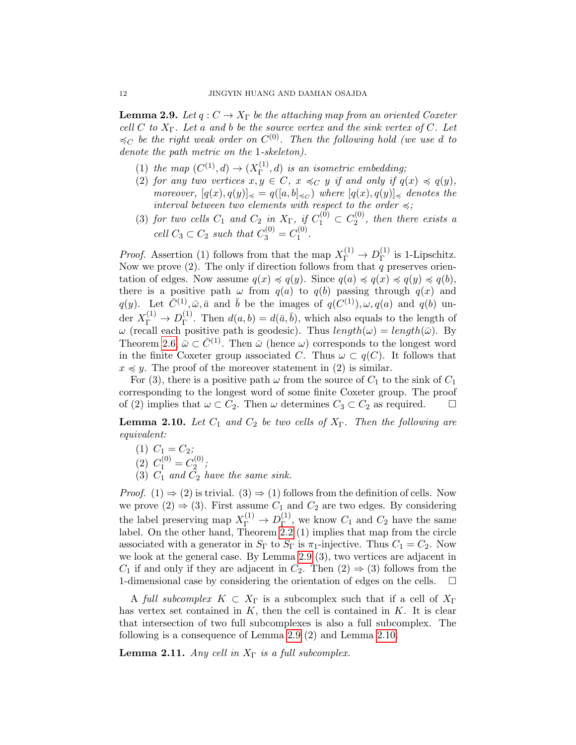**Lemma 2.9.** *Let $q : C \to X_\Gamma$ be the attaching map from an oriented Coxeter cell $C$ to $X_\Gamma$. Let $a$ and $b$ be the source vertex and the sink vertex of $C$. Let $\preccurlyeq_C$ be the right weak order on $C^{(0)}$. Then the following hold (we use $d$ to denote the path metric on the 1-skeleton).*

1. *the map $(C^{(1)}, d) \to (X_\Gamma^{(1)}, d)$ is an isometric embedding;*
2. *for any two vertices $x, y \in C$, $x \preccurlyeq_C y$ if and only if $q(x) \preccurlyeq q(y)$, moreover, $[q(x), q(y)]_\preccurlyeq = q([a, b]_{\preccurlyeq_C})$ where $[q(x), q(y)]_\preccurlyeq$ denotes the interval between two elements with respect to the order $\preccurlyeq$;*
3. *for two cells $C_1$ and $C_2$ in $X_\Gamma$, if $C_1^{(0)} \subset C_2^{(0)}$, then there exists a cell $C_3 \subset C_2$ such that $C_3^{(0)} = C_1^{(0)}$.*

*Proof.* Assertion (1) follows from that the map $X_\Gamma^{(1)} \to D_\Gamma^{(1)}$ is 1-Lipschitz. Now we prove (2). The only if direction follows from that $q$ preserves orientation of edges. Now assume $q(x) \preccurlyeq q(y)$. Since $q(a) \preccurlyeq q(x) \preccurlyeq q(y) \preccurlyeq q(b)$, there is a positive path $\omega$ from $q(a)$ to $q(b)$ passing through $q(x)$ and $q(y)$. Let $\bar{C}^{(1)}, \bar{\omega}, \bar{a}$ and $\bar{b}$ be the images of $q(C^{(1)}), \omega, q(a)$ and $q(b)$ under $X_\Gamma^{(1)} \to D_\Gamma^{(1)}$. Then $d(a, b) = d(\bar{a}, \bar{b})$, which also equals to the length of $\omega$ (recall each positive path is geodesic). Thus $length(\omega) = length(\bar{\omega})$. By Theorem 2.6, $\bar{\omega} \subset \bar{C}^{(1)}$. Then $\bar{\omega}$ (hence $\omega$) corresponds to the longest word in the finite Coxeter group associated $C$. Thus $\omega \subset q(C)$. It follows that $x \preccurlyeq y$. The proof of the moreover statement in (2) is similar.

For (3), there is a positive path $\omega$ from the source of $C_1$ to the sink of $C_1$ corresponding to the longest word of some finite Coxeter group. The proof of (2) implies that $\omega \subset C_2$. Then $\omega$ determines $C_3 \subset C_2$ as required. □

**Lemma 2.10.** *Let $C_1$ and $C_2$ be two cells of $X_\Gamma$. Then the following are equivalent:*

1. *$C_1 = C_2$;*
2. *$C_1^{(0)} = C_2^{(0)}$;*
3. *$C_1$ and $C_2$ have the same sink.*

*Proof.* (1) $\Rightarrow$ (2) is trivial. (3) $\Rightarrow$ (1) follows from the definition of cells. Now we prove (2) $\Rightarrow$ (3). First assume $C_1$ and $C_2$ are two edges. By considering the label preserving map $X_\Gamma^{(1)} \to D_\Gamma^{(1)}$, we know $C_1$ and $C_2$ have the same label. On the other hand, Theorem 2.2 (1) implies that map from the circle associated with a generator in $S_\Gamma$ to $S_\Gamma$ is $\pi_1$-injective. Thus $C_1 = C_2$. Now we look at the general case. By Lemma 2.9 (3), two vertices are adjacent in $C_1$ if and only if they are adjacent in $C_2$. Then (2) $\Rightarrow$ (3) follows from the 1-dimensional case by considering the orientation of edges on the cells. □

A *full subcomplex* $K \subset X_\Gamma$ is a subcomplex such that if a cell of $X_\Gamma$ has vertex set contained in $K$, then the cell is contained in $K$. It is clear that intersection of two full subcomplexes is also a full subcomplex. The following is a consequence of Lemma 2.9 (2) and Lemma 2.10.

**Lemma 2.11.** *Any cell in $X_\Gamma$ is a full subcomplex.*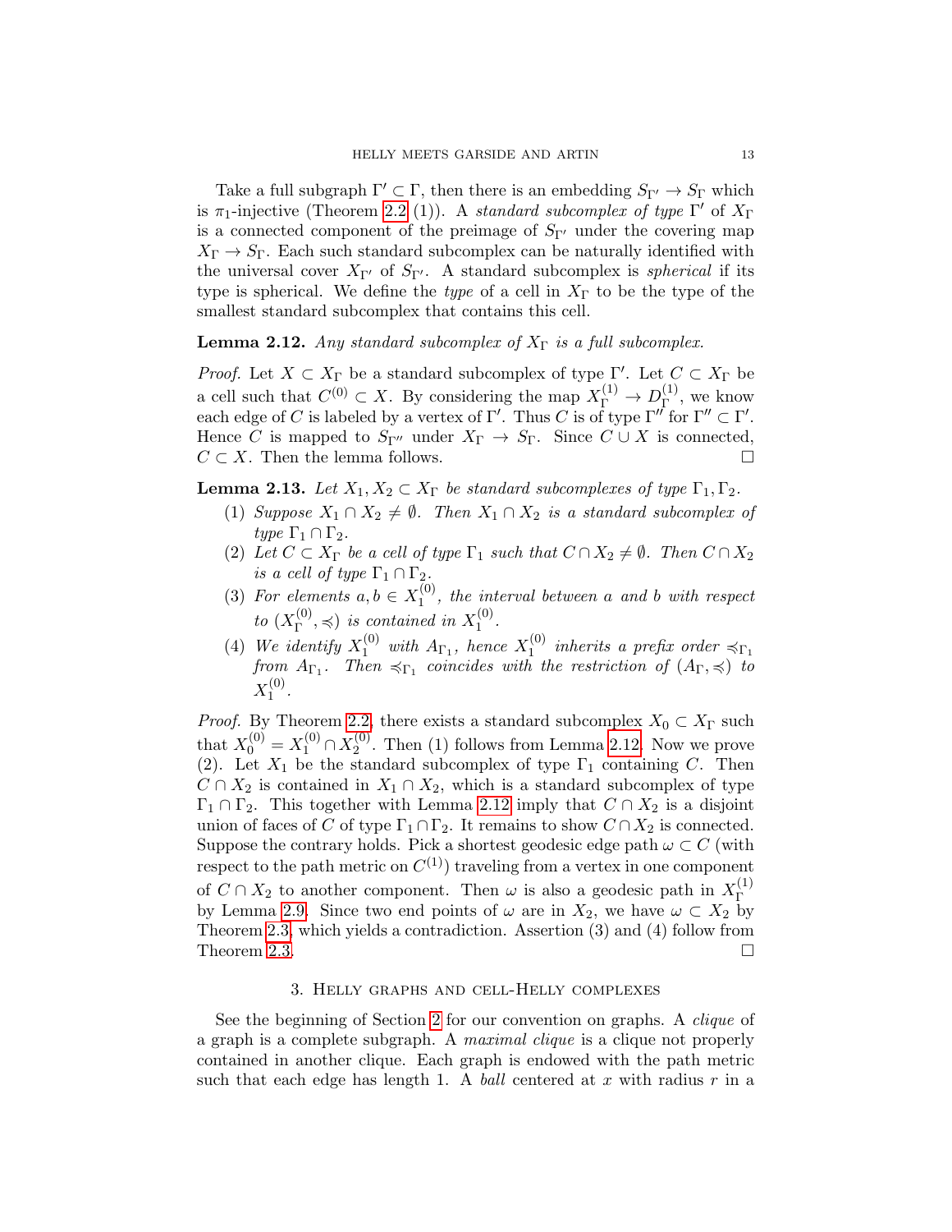Take a full subgraph $\Gamma' \subset \Gamma$, then there is an embedding $S_{\Gamma'} \to S_\Gamma$ which is $\pi_1$-injective (Theorem 2.2 (1)). A *standard subcomplex of type* $\Gamma'$ of $X_\Gamma$ is a connected component of the preimage of $S_{\Gamma'}$ under the covering map $X_\Gamma \to S_\Gamma$. Each such standard subcomplex can be naturally identified with the universal cover $X_{\Gamma'}$ of $S_{\Gamma'}$. A standard subcomplex is *spherical* if its type is spherical. We define the *type* of a cell in $X_\Gamma$ to be the type of the smallest standard subcomplex that contains this cell.

**Lemma 2.12.** *Any standard subcomplex of $X_\Gamma$ is a full subcomplex.*

*Proof.* Let $X \subset X_\Gamma$ be a standard subcomplex of type $\Gamma'$. Let $C \subset X_\Gamma$ be a cell such that $C^{(0)} \subset X$. By considering the map $X^{(1)}_\Gamma \to D^{(1)}_\Gamma$, we know each edge of $C$ is labeled by a vertex of $\Gamma'$. Thus $C$ is of type $\Gamma''$ for $\Gamma'' \subset \Gamma'$. Hence $C$ is mapped to $S_{\Gamma''}$ under $X_\Gamma \to S_\Gamma$. Since $C \cup X$ is connected, $C \subset X$. Then the lemma follows. $\square$

**Lemma 2.13.** *Let $X_1, X_2 \subset X_\Gamma$ be standard subcomplexes of type $\Gamma_1, \Gamma_2$.*

1. *Suppose $X_1 \cap X_2 \neq \emptyset$. Then $X_1 \cap X_2$ is a standard subcomplex of type $\Gamma_1 \cap \Gamma_2$.*
2. *Let $C \subset X_\Gamma$ be a cell of type $\Gamma_1$ such that $C \cap X_2 \neq \emptyset$. Then $C \cap X_2$ is a cell of type $\Gamma_1 \cap \Gamma_2$.*
3. *For elements $a, b \in X_1^{(0)}$, the interval between $a$ and $b$ with respect to $(X_\Gamma^{(0)}, \preccurlyeq)$ is contained in $X_1^{(0)}$.*
4. *We identify $X_1^{(0)}$ with $A_{\Gamma_1}$, hence $X_1^{(0)}$ inherits a prefix order $\preccurlyeq_{\Gamma_1}$ from $A_{\Gamma_1}$. Then $\preccurlyeq_{\Gamma_1}$ coincides with the restriction of $(A_\Gamma, \preccurlyeq)$ to $X_1^{(0)}$.*

*Proof.* By Theorem 2.2, there exists a standard subcomplex $X_0 \subset X_\Gamma$ such that $X_0^{(0)} = X_1^{(0)} \cap X_2^{(0)}$. Then (1) follows from Lemma 2.12. Now we prove (2). Let $X_1$ be the standard subcomplex of type $\Gamma_1$ containing $C$. Then $C \cap X_2$ is contained in $X_1 \cap X_2$, which is a standard subcomplex of type $\Gamma_1 \cap \Gamma_2$. This together with Lemma 2.12 imply that $C \cap X_2$ is a disjoint union of faces of $C$ of type $\Gamma_1 \cap \Gamma_2$. It remains to show $C \cap X_2$ is connected. Suppose the contrary holds. Pick a shortest geodesic edge path $\omega \subset C$ (with respect to the path metric on $C^{(1)}$) traveling from a vertex in one component of $C \cap X_2$ to another component. Then $\omega$ is also a geodesic path in $X^{(1)}_\Gamma$ by Lemma 2.9. Since two end points of $\omega$ are in $X_2$, we have $\omega \subset X_2$ by Theorem 2.3, which yields a contradiction. Assertion (3) and (4) follow from Theorem 2.3. $\square$

## 3. Helly graphs and cell-Helly complexes

See the beginning of Section 2 for our convention on graphs. A *clique* of a graph is a complete subgraph. A *maximal clique* is a clique not properly contained in another clique. Each graph is endowed with the path metric such that each edge has length 1. A *ball* centered at $x$ with radius $r$ in a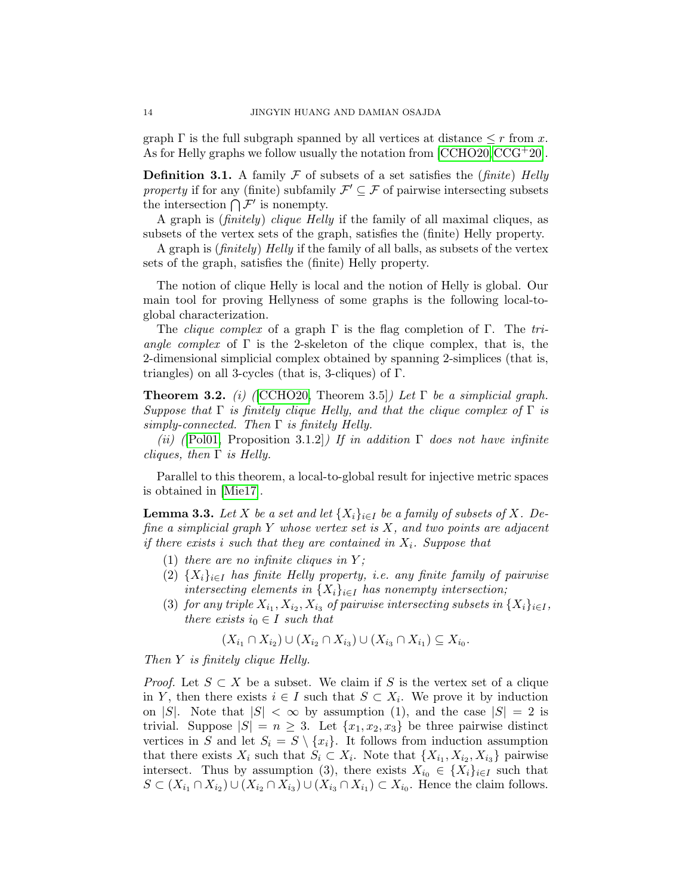graph $\Gamma$ is the full subgraph spanned by all vertices at distance $\leq r$ from $x$. As for Helly graphs we follow usually the notation from [CCHO20, CCG+20].

**Definition 3.1.** A family $\mathcal{F}$ of subsets of a set satisfies the (*finite*) *Helly property* if for any (finite) subfamily $\mathcal{F}' \subseteq \mathcal{F}$ of pairwise intersecting subsets the intersection $\bigcap \mathcal{F}'$ is nonempty.

A graph is (*finitely*) *clique Helly* if the family of all maximal cliques, as subsets of the vertex sets of the graph, satisfies the (finite) Helly property.

A graph is (*finitely*) *Helly* if the family of all balls, as subsets of the vertex sets of the graph, satisfies the (finite) Helly property.

The notion of clique Helly is local and the notion of Helly is global. Our main tool for proving Hellyness of some graphs is the following local-to-global characterization.

The *clique complex* of a graph $\Gamma$ is the flag completion of $\Gamma$. The *triangle complex* of $\Gamma$ is the 2-skeleton of the clique complex, that is, the 2-dimensional simplicial complex obtained by spanning 2-simplices (that is, triangles) on all 3-cycles (that is, 3-cliques) of $\Gamma$.

**Theorem 3.2.** *(i) ([CCHO20, Theorem 3.5]) Let $\Gamma$ be a simplicial graph. Suppose that $\Gamma$ is finitely clique Helly, and that the clique complex of $\Gamma$ is simply-connected. Then $\Gamma$ is finitely Helly.*

*(ii) ([Pol01, Proposition 3.1.2]) If in addition $\Gamma$ does not have infinite cliques, then $\Gamma$ is Helly.*

Parallel to this theorem, a local-to-global result for injective metric spaces is obtained in [Mie17].

**Lemma 3.3.** *Let $X$ be a set and let $\{X_i\}_{i\in I}$ be a family of subsets of $X$. Define a simplicial graph $Y$ whose vertex set is $X$, and two points are adjacent if there exists $i$ such that they are contained in $X_i$. Suppose that*

1. *there are no infinite cliques in $Y$;*
2. *$\{X_i\}_{i\in I}$ has finite Helly property, i.e. any finite family of pairwise intersecting elements in $\{X_i\}_{i\in I}$ has nonempty intersection;*
3. *for any triple $X_{i_1}, X_{i_2}, X_{i_3}$ of pairwise intersecting subsets in $\{X_i\}_{i\in I}$, there exists $i_0 \in I$ such that*

$$(X_{i_1} \cap X_{i_2}) \cup (X_{i_2} \cap X_{i_3}) \cup (X_{i_3} \cap X_{i_1}) \subseteq X_{i_0}.$$

*Then $Y$ is finitely clique Helly.*

*Proof.* Let $S \subset X$ be a subset. We claim if $S$ is the vertex set of a clique in $Y$, then there exists $i \in I$ such that $S \subset X_i$. We prove it by induction on $|S|$. Note that $|S| < \infty$ by assumption (1), and the case $|S| = 2$ is trivial. Suppose $|S| = n \geq 3$. Let $\{x_1, x_2, x_3\}$ be three pairwise distinct vertices in $S$ and let $S_i = S \setminus \{x_i\}$. It follows from induction assumption that there exists $X_i$ such that $S_i \subset X_i$. Note that $\{X_{i_1}, X_{i_2}, X_{i_3}\}$ pairwise intersect. Thus by assumption (3), there exists $X_{i_0} \in \{X_i\}_{i\in I}$ such that $S \subset (X_{i_1} \cap X_{i_2}) \cup (X_{i_2} \cap X_{i_3}) \cup (X_{i_3} \cap X_{i_1}) \subset X_{i_0}$. Hence the claim follows.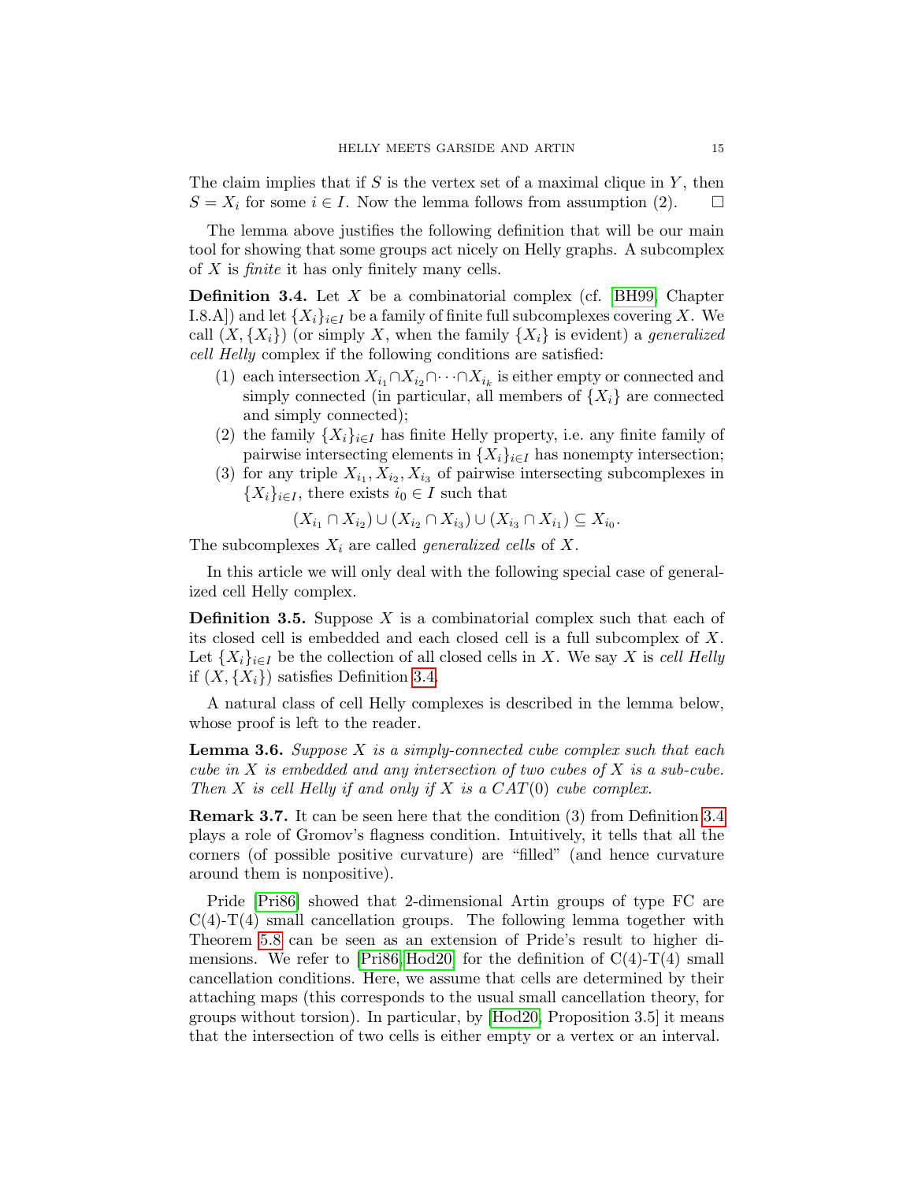The claim implies that if $S$ is the vertex set of a maximal clique in $Y$, then $S = X_i$ for some $i \in I$. Now the lemma follows from assumption (2). □

The lemma above justifies the following definition that will be our main tool for showing that some groups act nicely on Helly graphs. A subcomplex of $X$ is *finite* it has only finitely many cells.

**Definition 3.4.** Let $X$ be a combinatorial complex (cf. [BH99, Chapter I.8.A]) and let $\{X_i\}_{i\in I}$ be a family of finite full subcomplexes covering $X$. We call $(X, \{X_i\})$ (or simply $X$, when the family $\{X_i\}$ is evident) a *generalized cell Helly* complex if the following conditions are satisfied:

1. each intersection $X_{i_1} \cap X_{i_2} \cap \cdots \cap X_{i_k}$ is either empty or connected and simply connected (in particular, all members of $\{X_i\}$ are connected and simply connected);
2. the family $\{X_i\}_{i\in I}$ has finite Helly property, i.e. any finite family of pairwise intersecting elements in $\{X_i\}_{i\in I}$ has nonempty intersection;
3. for any triple $X_{i_1}, X_{i_2}, X_{i_3}$ of pairwise intersecting subcomplexes in $\{X_i\}_{i\in I}$, there exists $i_0 \in I$ such that
$$(X_{i_1} \cap X_{i_2}) \cup (X_{i_2} \cap X_{i_3}) \cup (X_{i_3} \cap X_{i_1}) \subseteq X_{i_0}.$$

The subcomplexes $X_i$ are called *generalized cells* of $X$.

In this article we will only deal with the following special case of generalized cell Helly complex.

**Definition 3.5.** Suppose $X$ is a combinatorial complex such that each of its closed cell is embedded and each closed cell is a full subcomplex of $X$. Let $\{X_i\}_{i\in I}$ be the collection of all closed cells in $X$. We say $X$ is *cell Helly* if $(X, \{X_i\})$ satisfies Definition 3.4.

A natural class of cell Helly complexes is described in the lemma below, whose proof is left to the reader.

**Lemma 3.6.** *Suppose $X$ is a simply-connected cube complex such that each cube in $X$ is embedded and any intersection of two cubes of $X$ is a sub-cube. Then $X$ is cell Helly if and only if $X$ is a CAT(0) cube complex.*

**Remark 3.7.** It can be seen here that the condition (3) from Definition 3.4 plays a role of Gromov's flagness condition. Intuitively, it tells that all the corners (of possible positive curvature) are "filled" (and hence curvature around them is nonpositive).

Pride [Pri86] showed that 2-dimensional Artin groups of type FC are C(4)-T(4) small cancellation groups. The following lemma together with Theorem 5.8 can be seen as an extension of Pride's result to higher dimensions. We refer to [Pri86, Hod20] for the definition of C(4)-T(4) small cancellation conditions. Here, we assume that cells are determined by their attaching maps (this corresponds to the usual small cancellation theory, for groups without torsion). In particular, by [Hod20, Proposition 3.5] it means that the intersection of two cells is either empty or a vertex or an interval.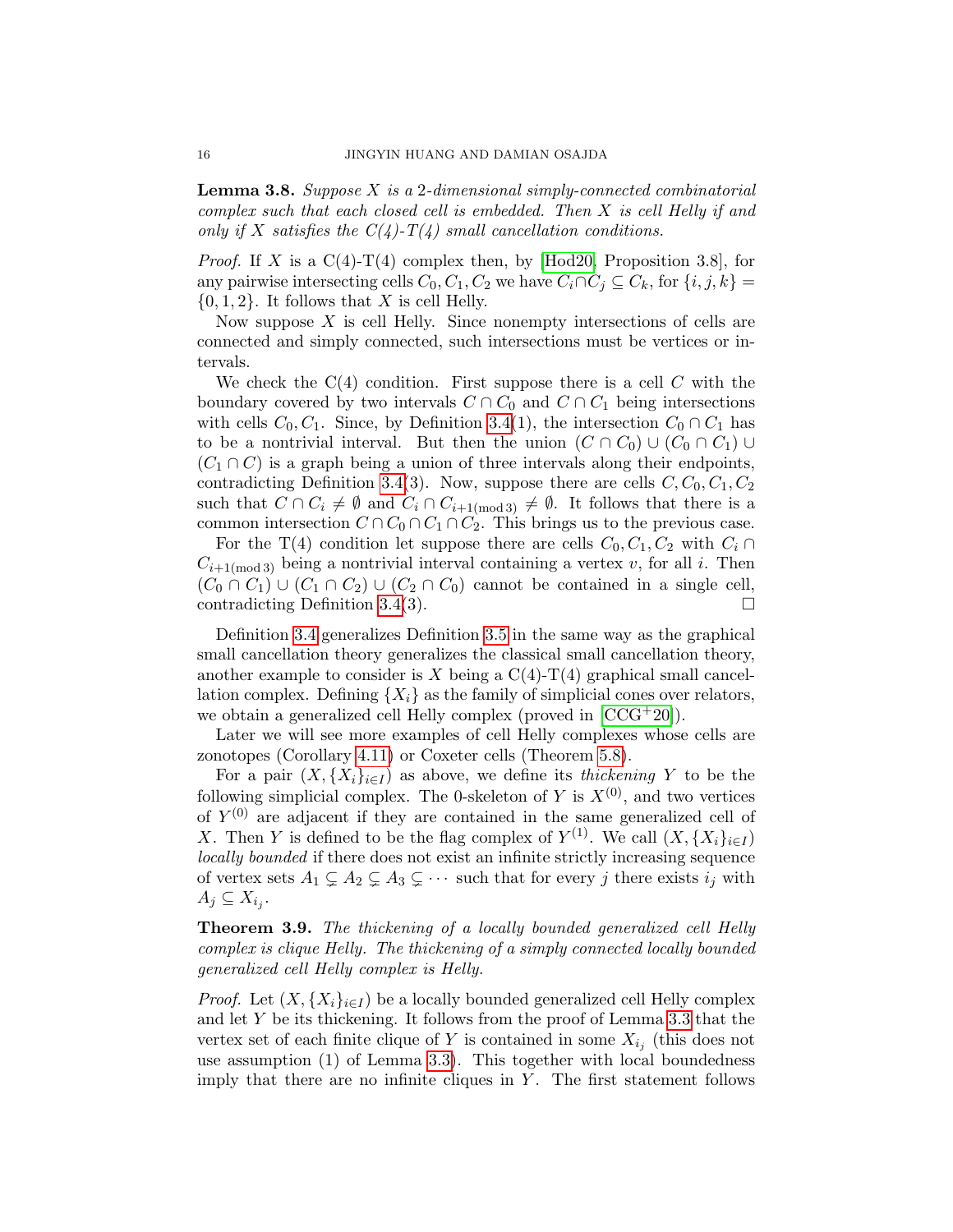**Lemma 3.8.** *Suppose $X$ is a 2-dimensional simply-connected combinatorial complex such that each closed cell is embedded. Then $X$ is cell Helly if and only if $X$ satisfies the C(4)-T(4) small cancellation conditions.*

*Proof.* If $X$ is a C(4)-T(4) complex then, by [Hod20, Proposition 3.8], for any pairwise intersecting cells $C_0, C_1, C_2$ we have $C_i \cap C_j \subseteq C_k$, for $\{i, j, k\} = \{0, 1, 2\}$. It follows that $X$ is cell Helly.

Now suppose $X$ is cell Helly. Since nonempty intersections of cells are connected and simply connected, such intersections must be vertices or intervals.

We check the C(4) condition. First suppose there is a cell $C$ with the boundary covered by two intervals $C \cap C_0$ and $C \cap C_1$ being intersections with cells $C_0, C_1$. Since, by Definition 3.4(1), the intersection $C_0 \cap C_1$ has to be a nontrivial interval. But then the union $(C \cap C_0) \cup (C_0 \cap C_1) \cup (C_1 \cap C)$ is a graph being a union of three intervals along their endpoints, contradicting Definition 3.4(3). Now, suppose there are cells $C, C_0, C_1, C_2$ such that $C \cap C_i \neq \emptyset$ and $C_i \cap C_{i+1 (\mathrm{mod}\, 3)} \neq \emptyset$. It follows that there is a common intersection $C \cap C_0 \cap C_1 \cap C_2$. This brings us to the previous case.

For the T(4) condition let suppose there are cells $C_0, C_1, C_2$ with $C_i \cap C_{i+1 (\mathrm{mod}\, 3)}$ being a nontrivial interval containing a vertex $v$, for all $i$. Then $(C_0 \cap C_1) \cup (C_1 \cap C_2) \cup (C_2 \cap C_0)$ cannot be contained in a single cell, contradicting Definition 3.4(3). □

Definition 3.4 generalizes Definition 3.5 in the same way as the graphical small cancellation theory generalizes the classical small cancellation theory, another example to consider is $X$ being a C(4)-T(4) graphical small cancellation complex. Defining $\{X_i\}$ as the family of simplicial cones over relators, we obtain a generalized cell Helly complex (proved in [CCG+20]).

Later we will see more examples of cell Helly complexes whose cells are zonotopes (Corollary 4.11) or Coxeter cells (Theorem 5.8).

For a pair $(X, \{X_i\}_{i \in I})$ as above, we define its *thickening* $Y$ to be the following simplicial complex. The 0-skeleton of $Y$ is $X^{(0)}$, and two vertices of $Y^{(0)}$ are adjacent if they are contained in the same generalized cell of $X$. Then $Y$ is defined to be the flag complex of $Y^{(1)}$. We call $(X, \{X_i\}_{i \in I})$ *locally bounded* if there does not exist an infinite strictly increasing sequence of vertex sets $A_1 \subsetneq A_2 \subsetneq A_3 \subsetneq \cdots$ such that for every $j$ there exists $i_j$ with $A_j \subseteq X_{i_j}$.

**Theorem 3.9.** *The thickening of a locally bounded generalized cell Helly complex is clique Helly. The thickening of a simply connected locally bounded generalized cell Helly complex is Helly.*

*Proof.* Let $(X, \{X_i\}_{i \in I})$ be a locally bounded generalized cell Helly complex and let $Y$ be its thickening. It follows from the proof of Lemma 3.3 that the vertex set of each finite clique of $Y$ is contained in some $X_{i_j}$ (this does not use assumption (1) of Lemma 3.3). This together with local boundedness imply that there are no infinite cliques in $Y$. The first statement follows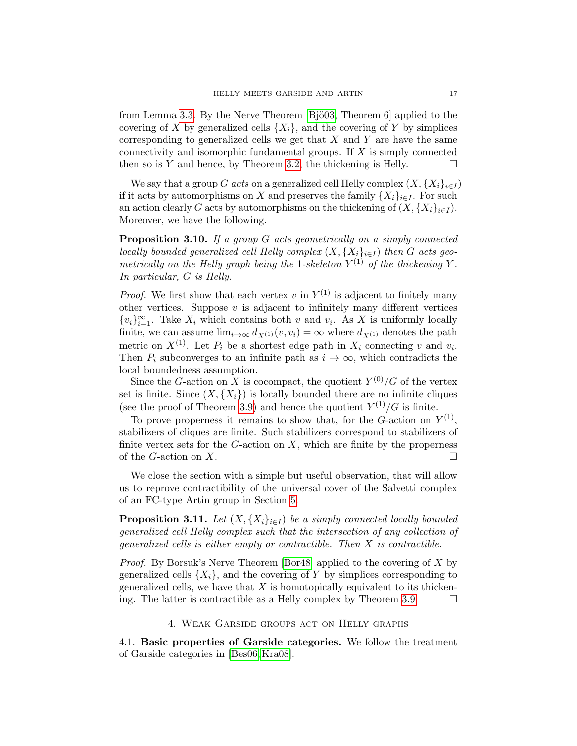from Lemma 3.3. By the Nerve Theorem [Bjö03, Theorem 6] applied to the covering of $X$ by generalized cells $\{X_i\}$, and the covering of $Y$ by simplices corresponding to generalized cells we get that $X$ and $Y$ are have the same connectivity and isomorphic fundamental groups. If $X$ is simply connected then so is $Y$ and hence, by Theorem 3.2, the thickening is Helly. □

We say that a group $G$ *acts* on a generalized cell Helly complex $(X, \{X_i\}_{i\in I})$ if it acts by automorphisms on $X$ and preserves the family $\{X_i\}_{i\in I}$. For such an action clearly $G$ acts by automorphisms on the thickening of $(X, \{X_i\}_{i\in I})$. Moreover, we have the following.

**Proposition 3.10.** *If a group $G$ acts geometrically on a simply connected locally bounded generalized cell Helly complex $(X, \{X_i\}_{i\in I})$ then $G$ acts geometrically on the Helly graph being the 1-skeleton $Y^{(1)}$ of the thickening $Y$. In particular, $G$ is Helly.*

*Proof.* We first show that each vertex $v$ in $Y^{(1)}$ is adjacent to finitely many other vertices. Suppose $v$ is adjacent to infinitely many different vertices $\{v_i\}_{i=1}^{\infty}$. Take $X_i$ which contains both $v$ and $v_i$. As $X$ is uniformly locally finite, we can assume $\lim_{i\to\infty} d_{X^{(1)}}(v, v_i) = \infty$ where $d_{X^{(1)}}$ denotes the path metric on $X^{(1)}$. Let $P_i$ be a shortest edge path in $X_i$ connecting $v$ and $v_i$. Then $P_i$ subconverges to an infinite path as $i \to \infty$, which contradicts the local boundedness assumption.

Since the $G$-action on $X$ is cocompact, the quotient $Y^{(0)}/G$ of the vertex set is finite. Since $(X, \{X_i\})$ is locally bounded there are no infinite cliques (see the proof of Theorem 3.9) and hence the quotient $Y^{(1)}/G$ is finite.

To prove properness it remains to show that, for the $G$-action on $Y^{(1)}$, stabilizers of cliques are finite. Such stabilizers correspond to stabilizers of finite vertex sets for the $G$-action on $X$, which are finite by the properness of the $G$-action on $X$. □

We close the section with a simple but useful observation, that will allow us to reprove contractibility of the universal cover of the Salvetti complex of an FC-type Artin group in Section 5.

**Proposition 3.11.** *Let $(X, \{X_i\}_{i\in I})$ be a simply connected locally bounded generalized cell Helly complex such that the intersection of any collection of generalized cells is either empty or contractible. Then $X$ is contractible.*

*Proof.* By Borsuk's Nerve Theorem [Bor48] applied to the covering of $X$ by generalized cells $\{X_i\}$, and the covering of $Y$ by simplices corresponding to generalized cells, we have that $X$ is homotopically equivalent to its thickening. The latter is contractible as a Helly complex by Theorem 3.9. □

## 4. Weak Garside groups act on Helly graphs

4.1. **Basic properties of Garside categories.** We follow the treatment of Garside categories in [Bes06, Kra08].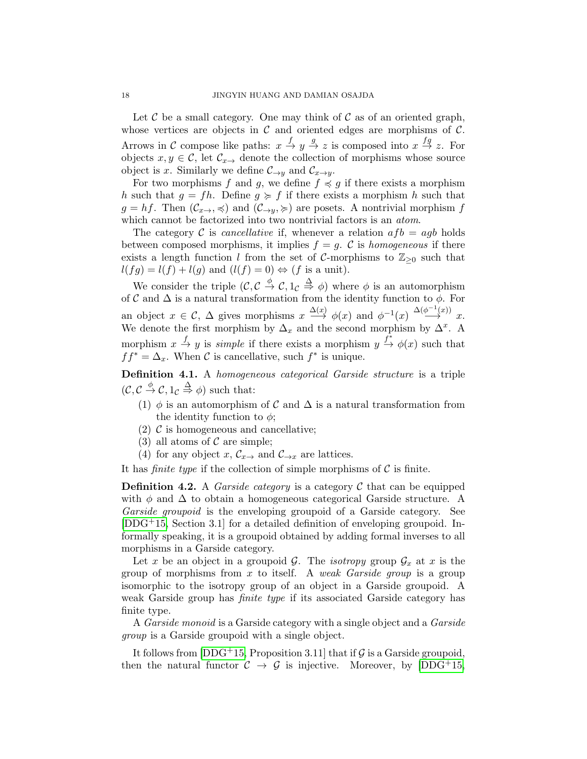Let $\mathcal{C}$ be a small category. One may think of $\mathcal{C}$ as of an oriented graph, whose vertices are objects in $\mathcal{C}$ and oriented edges are morphisms of $\mathcal{C}$. Arrows in $\mathcal{C}$ compose like paths: $x \xrightarrow{f} y \xrightarrow{g} z$ is composed into $x \xrightarrow{fg} z$. For objects $x, y \in \mathcal{C}$, let $\mathcal{C}_{x\to}$ denote the collection of morphisms whose source object is $x$. Similarly we define $\mathcal{C}_{\to y}$ and $\mathcal{C}_{x\to y}$.

For two morphisms $f$ and $g$, we define $f \preccurlyeq g$ if there exists a morphism $h$ such that $g = fh$. Define $g \succcurlyeq f$ if there exists a morphism $h$ such that $g = hf$. Then $(\mathcal{C}_{x\to}, \preccurlyeq)$ and $(\mathcal{C}_{\to y}, \succcurlyeq)$ are posets. A nontrivial morphism $f$ which cannot be factorized into two nontrivial factors is an *atom*.

The category $\mathcal{C}$ is *cancellative* if, whenever a relation $afb = agb$ holds between composed morphisms, it implies $f = g$. $\mathcal{C}$ is *homogeneous* if there exists a length function $l$ from the set of $\mathcal{C}$-morphisms to $\mathbb{Z}_{\geq 0}$ such that $l(fg) = l(f) + l(g)$ and $(l(f) = 0) \Leftrightarrow (f \text{ is a unit})$.

We consider the triple $(\mathcal{C}, \mathcal{C} \xrightarrow{\phi} \mathcal{C}, 1_{\mathcal{C}} \overset{\Delta}{\Rightarrow} \phi)$ where $\phi$ is an automorphism of $\mathcal{C}$ and $\Delta$ is a natural transformation from the identity function to $\phi$. For an object $x \in \mathcal{C}$, $\Delta$ gives morphisms $x \xrightarrow{\Delta(x)} \phi(x)$ and $\phi^{-1}(x) \xrightarrow{\Delta(\phi^{-1}(x))} x$. We denote the first morphism by $\Delta_x$ and the second morphism by $\Delta^x$. A morphism $x \xrightarrow{f} y$ is *simple* if there exists a morphism $y \xrightarrow{f^*} \phi(x)$ such that $ff^* = \Delta_x$. When $\mathcal{C}$ is cancellative, such $f^*$ is unique.

**Definition 4.1.** A *homogeneous categorical Garside structure* is a triple $(\mathcal{C}, \mathcal{C} \xrightarrow{\phi} \mathcal{C}, 1_{\mathcal{C}} \overset{\Delta}{\Rightarrow} \phi)$ such that:

1. $\phi$ is an automorphism of $\mathcal{C}$ and $\Delta$ is a natural transformation from the identity function to $\phi$;
2. $\mathcal{C}$ is homogeneous and cancellative;
3. all atoms of $\mathcal{C}$ are simple;
4. for any object $x$, $\mathcal{C}_{x\to}$ and $\mathcal{C}_{\to x}$ are lattices.

It has *finite type* if the collection of simple morphisms of $\mathcal{C}$ is finite.

**Definition 4.2.** A *Garside category* is a category $\mathcal{C}$ that can be equipped with $\phi$ and $\Delta$ to obtain a homogeneous categorical Garside structure. A *Garside groupoid* is the enveloping groupoid of a Garside category. See [DDG+15, Section 3.1] for a detailed definition of enveloping groupoid. Informally speaking, it is a groupoid obtained by adding formal inverses to all morphisms in a Garside category.

Let $x$ be an object in a groupoid $\mathcal{G}$. The *isotropy* group $\mathcal{G}_x$ at $x$ is the group of morphisms from $x$ to itself. A *weak Garside group* is a group isomorphic to the isotropy group of an object in a Garside groupoid. A weak Garside group has *finite type* if its associated Garside category has finite type.

A *Garside monoid* is a Garside category with a single object and a *Garside group* is a Garside groupoid with a single object.

It follows from [DDG+15, Proposition 3.11] that if $\mathcal{G}$ is a Garside groupoid, then the natural functor $\mathcal{C} \to \mathcal{G}$ is injective. Moreover, by [DDG+15,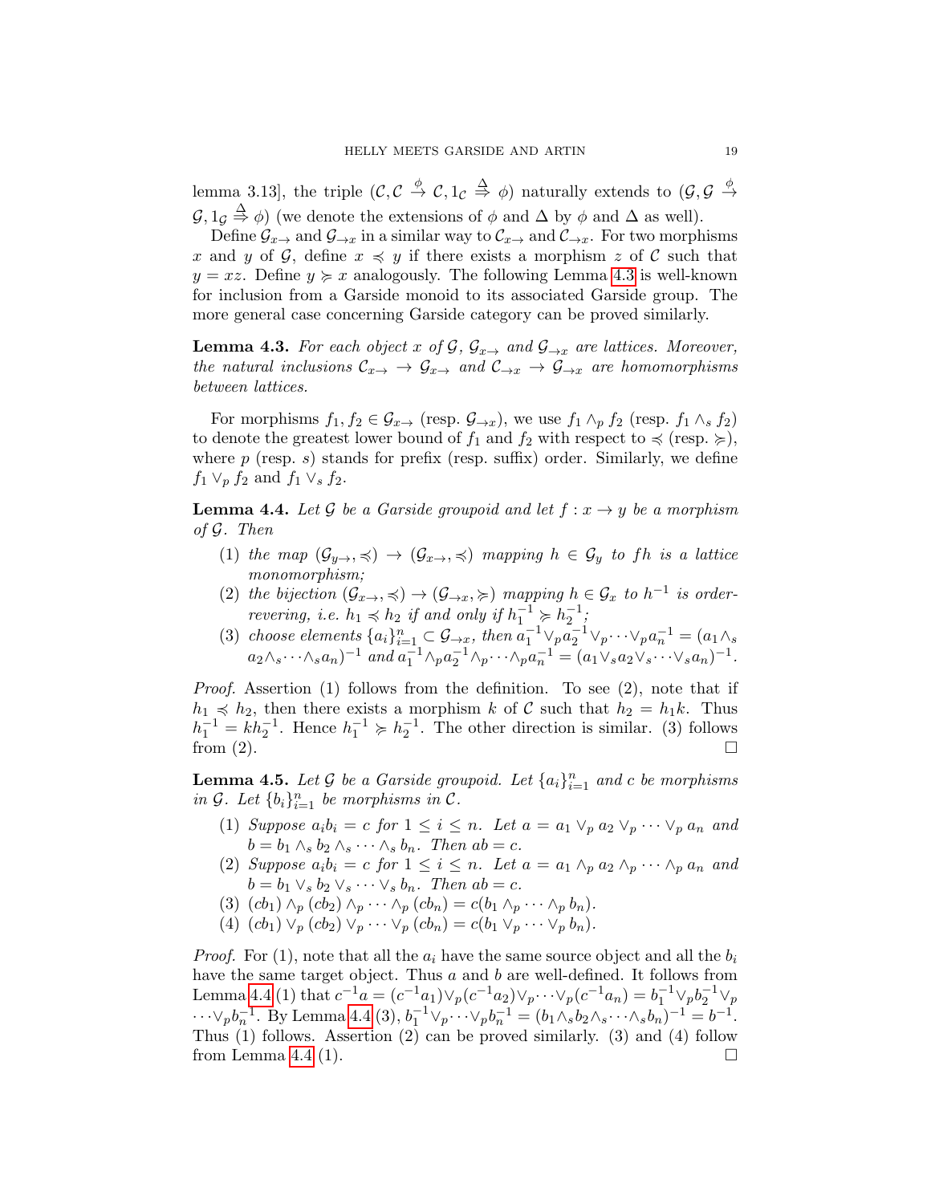lemma 3.13], the triple $(\mathcal{C}, \mathcal{C} \overset{\phi}{\to} \mathcal{C}, 1_{\mathcal{C}} \overset{\Delta}{\Rightarrow} \phi)$ naturally extends to $(\mathcal{G}, \mathcal{G} \overset{\phi}{\to} \mathcal{G}, 1_{\mathcal{G}} \overset{\Delta}{\Rightarrow} \phi)$ (we denote the extensions of $\phi$ and $\Delta$ by $\phi$ and $\Delta$ as well).

Define $\mathcal{G}_{x\to}$ and $\mathcal{G}_{\to x}$ in a similar way to $\mathcal{C}_{x\to}$ and $\mathcal{C}_{\to x}$. For two morphisms $x$ and $y$ of $\mathcal{G}$, define $x \preccurlyeq y$ if there exists a morphism $z$ of $\mathcal{C}$ such that $y = xz$. Define $y \succcurlyeq x$ analogously. The following Lemma 4.3 is well-known for inclusion from a Garside monoid to its associated Garside group. The more general case concerning Garside category can be proved similarly.

**Lemma 4.3.** *For each object $x$ of $\mathcal{G}$, $\mathcal{G}_{x\to}$ and $\mathcal{G}_{\to x}$ are lattices. Moreover, the natural inclusions $\mathcal{C}_{x\to} \to \mathcal{G}_{x\to}$ and $\mathcal{C}_{\to x} \to \mathcal{G}_{\to x}$ are homomorphisms between lattices.*

For morphisms $f_1, f_2 \in \mathcal{G}_{x\to}$ (resp. $\mathcal{G}_{\to x}$), we use $f_1 \wedge_p f_2$ (resp. $f_1 \wedge_s f_2$) to denote the greatest lower bound of $f_1$ and $f_2$ with respect to $\preccurlyeq$ (resp. $\succcurlyeq$), where $p$ (resp. $s$) stands for prefix (resp. suffix) order. Similarly, we define $f_1 \vee_p f_2$ and $f_1 \vee_s f_2$.

**Lemma 4.4.** *Let $\mathcal{G}$ be a Garside groupoid and let $f : x \to y$ be a morphism of $\mathcal{G}$. Then*

1. *the map $(\mathcal{G}_{y\to}, \preccurlyeq) \to (\mathcal{G}_{x\to}, \preccurlyeq)$ mapping $h \in \mathcal{G}_y$ to $fh$ is a lattice monomorphism;*
2. *the bijection $(\mathcal{G}_{x\to}, \preccurlyeq) \to (\mathcal{G}_{\to x}, \succcurlyeq)$ mapping $h \in \mathcal{G}_x$ to $h^{-1}$ is order-revering, i.e. $h_1 \preccurlyeq h_2$ if and only if $h_1^{-1} \succcurlyeq h_2^{-1}$;*
3. *choose elements $\{a_i\}_{i=1}^n \subset \mathcal{G}_{\to x}$, then $a_1^{-1} \vee_p a_2^{-1} \vee_p \cdots \vee_p a_n^{-1} = (a_1 \wedge_s a_2 \wedge_s \cdots \wedge_s a_n)^{-1}$ and $a_1^{-1} \wedge_p a_2^{-1} \wedge_p \cdots \wedge_p a_n^{-1} = (a_1 \vee_s a_2 \vee_s \cdots \vee_s a_n)^{-1}$.*

*Proof.* Assertion (1) follows from the definition. To see (2), note that if $h_1 \preccurlyeq h_2$, then there exists a morphism $k$ of $\mathcal{C}$ such that $h_2 = h_1 k$. Thus $h_1^{-1} = k h_2^{-1}$. Hence $h_1^{-1} \succcurlyeq h_2^{-1}$. The other direction is similar. (3) follows from (2). $\square$

**Lemma 4.5.** *Let $\mathcal{G}$ be a Garside groupoid. Let $\{a_i\}_{i=1}^n$ and $c$ be morphisms in $\mathcal{G}$. Let $\{b_i\}_{i=1}^n$ be morphisms in $\mathcal{C}$.*

1. *Suppose $a_i b_i = c$ for $1 \le i \le n$. Let $a = a_1 \vee_p a_2 \vee_p \cdots \vee_p a_n$ and $b = b_1 \wedge_s b_2 \wedge_s \cdots \wedge_s b_n$. Then $ab = c$.*
2. *Suppose $a_i b_i = c$ for $1 \le i \le n$. Let $a = a_1 \wedge_p a_2 \wedge_p \cdots \wedge_p a_n$ and $b = b_1 \vee_s b_2 \vee_s \cdots \vee_s b_n$. Then $ab = c$.*
3. *$(cb_1) \wedge_p (cb_2) \wedge_p \cdots \wedge_p (cb_n) = c(b_1 \wedge_p \cdots \wedge_p b_n)$.*
4. *$(cb_1) \vee_p (cb_2) \vee_p \cdots \vee_p (cb_n) = c(b_1 \vee_p \cdots \vee_p b_n)$.*

*Proof.* For (1), note that all the $a_i$ have the same source object and all the $b_i$ have the same target object. Thus $a$ and $b$ are well-defined. It follows from Lemma 4.4 (1) that $c^{-1}a = (c^{-1}a_1) \vee_p (c^{-1}a_2) \vee_p \cdots \vee_p (c^{-1}a_n) = b_1^{-1} \vee_p b_2^{-1} \vee_p \cdots \vee_p b_n^{-1}$. By Lemma 4.4 (3), $b_1^{-1} \vee_p \cdots \vee_p b_n^{-1} = (b_1 \wedge_s b_2 \wedge_s \cdots \wedge_s b_n)^{-1} = b^{-1}$. Thus (1) follows. Assertion (2) can be proved similarly. (3) and (4) follow from Lemma 4.4 (1). $\square$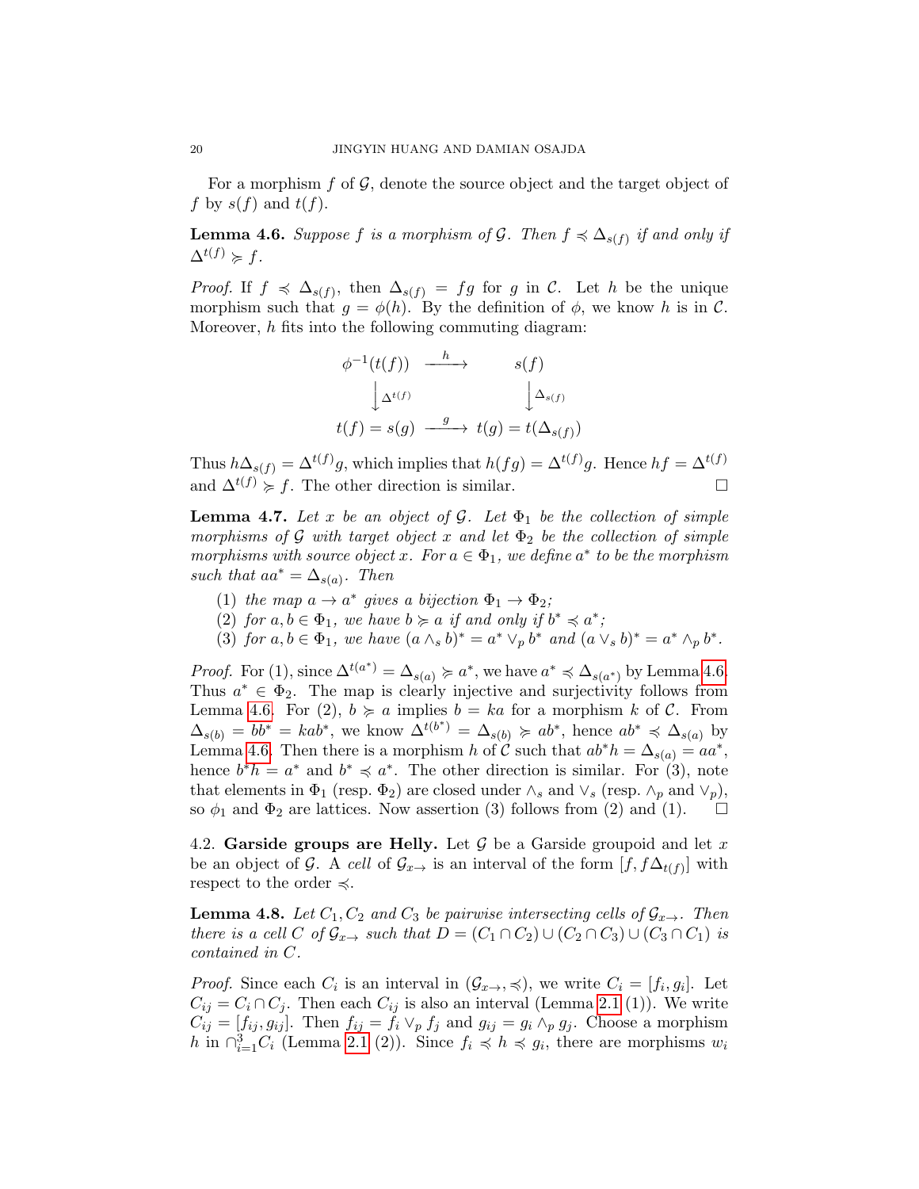For a morphism $f$ of $\mathcal{G}$, denote the source object and the target object of $f$ by $s(f)$ and $t(f)$.

**Lemma 4.6.** *Suppose $f$ is a morphism of $\mathcal{G}$. Then $f \preccurlyeq \Delta_{s(f)}$ if and only if $\Delta^{t(f)} \succcurlyeq f$.*

*Proof.* If $f \preccurlyeq \Delta_{s(f)}$, then $\Delta_{s(f)} = fg$ for $g$ in $\mathcal{C}$. Let $h$ be the unique morphism such that $g = \phi(h)$. By the definition of $\phi$, we know $h$ is in $\mathcal{C}$. Moreover, $h$ fits into the following commuting diagram:

$$\begin{array}{ccc} \phi^{-1}(t(f)) & \xrightarrow{\ h\ } & s(f) \\ \Big\downarrow \Delta^{t(f)} & & \Big\downarrow \Delta_{s(f)} \\ t(f) = s(g) & \xrightarrow{\ g\ } & t(g) = t(\Delta_{s(f)}) \end{array}$$

Thus $h\Delta_{s(f)} = \Delta^{t(f)}g$, which implies that $h(fg) = \Delta^{t(f)}g$. Hence $hf = \Delta^{t(f)}$ and $\Delta^{t(f)} \succcurlyeq f$. The other direction is similar. $\square$

**Lemma 4.7.** *Let $x$ be an object of $\mathcal{G}$. Let $\Phi_1$ be the collection of simple morphisms of $\mathcal{G}$ with target object $x$ and let $\Phi_2$ be the collection of simple morphisms with source object $x$. For $a \in \Phi_1$, we define $a^*$ to be the morphism such that $aa^* = \Delta_{s(a)}$. Then*

1. *the map $a \to a^*$ gives a bijection $\Phi_1 \to \Phi_2$;*
2. *for $a, b \in \Phi_1$, we have $b \succcurlyeq a$ if and only if $b^* \preccurlyeq a^*$;*
3. *for $a, b \in \Phi_1$, we have $(a \wedge_s b)^* = a^* \vee_p b^*$ and $(a \vee_s b)^* = a^* \wedge_p b^*$.*

*Proof.* For (1), since $\Delta^{t(a^*)} = \Delta_{s(a)} \succcurlyeq a^*$, we have $a^* \preccurlyeq \Delta_{s(a^*)}$ by Lemma 4.6. Thus $a^* \in \Phi_2$. The map is clearly injective and surjectivity follows from Lemma 4.6. For (2), $b \succcurlyeq a$ implies $b = ka$ for a morphism $k$ of $\mathcal{C}$. From $\Delta_{s(b)} = bb^* = kab^*$, we know $\Delta^{t(b^*)} = \Delta_{s(b)} \succcurlyeq ab^*$, hence $ab^* \preccurlyeq \Delta_{s(a)}$ by Lemma 4.6. Then there is a morphism $h$ of $\mathcal{C}$ such that $ab^*h = \Delta_{s(a)} = aa^*$, hence $b^*h = a^*$ and $b^* \preccurlyeq a^*$. The other direction is similar. For (3), note that elements in $\Phi_1$ (resp. $\Phi_2$) are closed under $\wedge_s$ and $\vee_s$ (resp. $\wedge_p$ and $\vee_p$), so $\phi_1$ and $\Phi_2$ are lattices. Now assertion (3) follows from (2) and (1). $\square$

## 4.2. Garside groups are Helly.

Let $\mathcal{G}$ be a Garside groupoid and let $x$ be an object of $\mathcal{G}$. A *cell* of $\mathcal{G}_{x\to}$ is an interval of the form $[f, f\Delta_{t(f)}]$ with respect to the order $\preccurlyeq$.

**Lemma 4.8.** *Let $C_1, C_2$ and $C_3$ be pairwise intersecting cells of $\mathcal{G}_{x\to}$. Then there is a cell $C$ of $\mathcal{G}_{x\to}$ such that $D = (C_1 \cap C_2) \cup (C_2 \cap C_3) \cup (C_3 \cap C_1)$ is contained in $C$.*

*Proof.* Since each $C_i$ is an interval in $(\mathcal{G}_{x\to}, \preccurlyeq)$, we write $C_i = [f_i, g_i]$. Let $C_{ij} = C_i \cap C_j$. Then each $C_{ij}$ is also an interval (Lemma 2.1 (1)). We write $C_{ij} = [f_{ij}, g_{ij}]$. Then $f_{ij} = f_i \vee_p f_j$ and $g_{ij} = g_i \wedge_p g_j$. Choose a morphism $h$ in $\cap_{i=1}^3 C_i$ (Lemma 2.1 (2)). Since $f_i \preccurlyeq h \preccurlyeq g_i$, there are morphisms $w_i$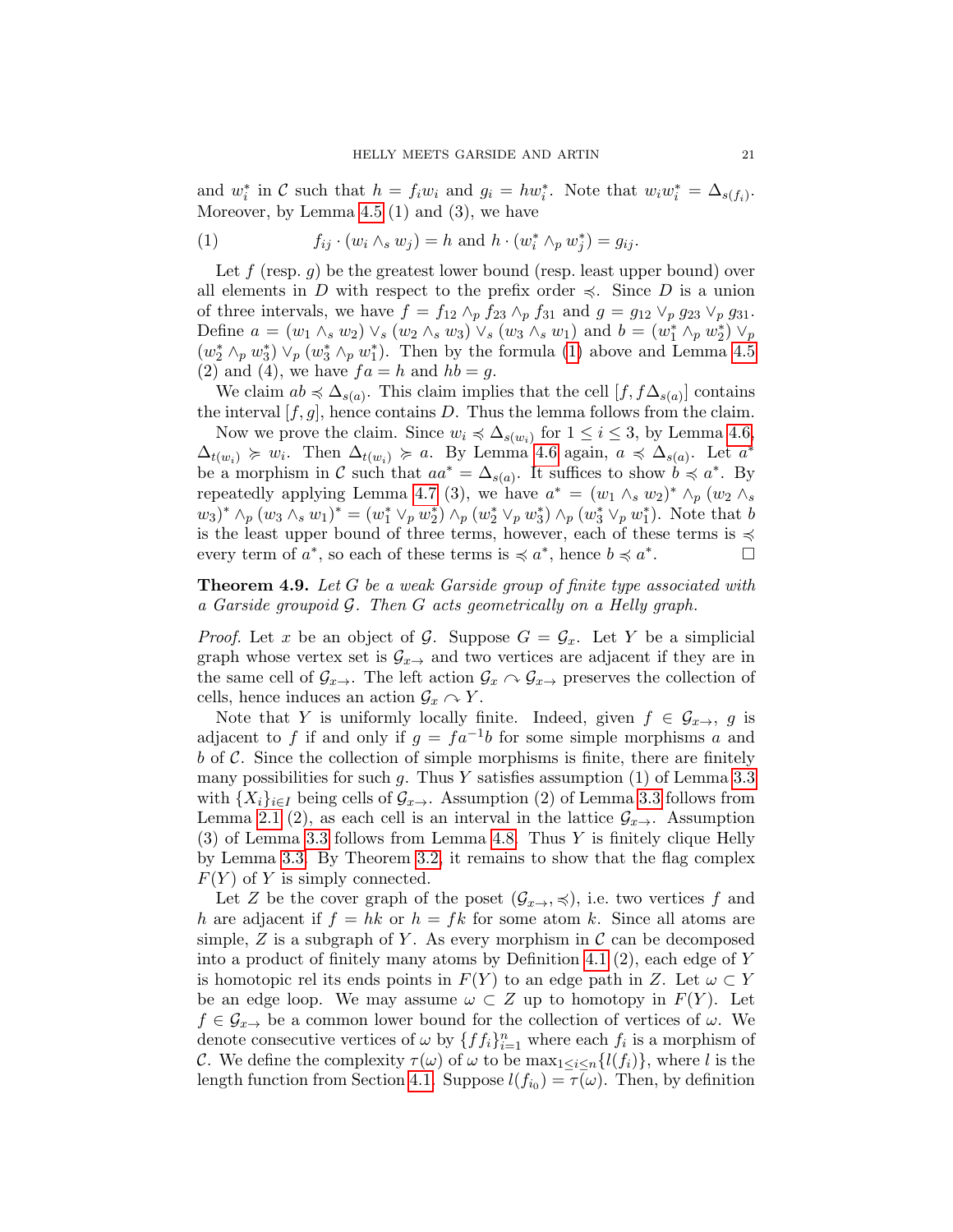and $w_i^*$ in $\mathcal{C}$ such that $h = f_i w_i$ and $g_i = h w_i^*$. Note that $w_i w_i^* = \Delta_{s(f_i)}$. Moreover, by Lemma 4.5 (1) and (3), we have

$$f_{ij} \cdot (w_i \wedge_s w_j) = h \text{ and } h \cdot (w_i^* \wedge_p w_j^*) = g_{ij}. \tag{1}$$

Let $f$ (resp. $g$) be the greatest lower bound (resp. least upper bound) over all elements in $D$ with respect to the prefix order $\preccurlyeq$. Since $D$ is a union of three intervals, we have $f = f_{12} \wedge_p f_{23} \wedge_p f_{31}$ and $g = g_{12} \vee_p g_{23} \vee_p g_{31}$. Define $a = (w_1 \wedge_s w_2) \vee_s (w_2 \wedge_s w_3) \vee_s (w_3 \wedge_s w_1)$ and $b = (w_1^* \wedge_p w_2^*) \vee_p (w_2^* \wedge_p w_3^*) \vee_p (w_3^* \wedge_p w_1^*)$. Then by the formula (1) above and Lemma 4.5 (2) and (4), we have $fa = h$ and $hb = g$.

We claim $ab \preccurlyeq \Delta_{s(a)}$. This claim implies that the cell $[f, f\Delta_{s(a)}]$ contains the interval $[f, g]$, hence contains $D$. Thus the lemma follows from the claim.

Now we prove the claim. Since $w_i \preccurlyeq \Delta_{s(w_i)}$ for $1 \le i \le 3$, by Lemma 4.6, $\Delta_{t(w_i)} \succcurlyeq w_i$. Then $\Delta_{t(w_i)} \succcurlyeq a$. By Lemma 4.6 again, $a \preccurlyeq \Delta_{s(a)}$. Let $a^*$ be a morphism in $\mathcal{C}$ such that $aa^* = \Delta_{s(a)}$. It suffices to show $b \preccurlyeq a^*$. By repeatedly applying Lemma 4.7 (3), we have $a^* = (w_1 \wedge_s w_2)^* \wedge_p (w_2 \wedge_s w_3)^* \wedge_p (w_3 \wedge_s w_1)^* = (w_1^* \vee_p w_2^*) \wedge_p (w_2^* \vee_p w_3^*) \wedge_p (w_3^* \vee_p w_1^*)$. Note that $b$ is the least upper bound of three terms, however, each of these terms is $\preccurlyeq$ every term of $a^*$, so each of these terms is $\preccurlyeq a^*$, hence $b \preccurlyeq a^*$. $\square$

**Theorem 4.9.** *Let $G$ be a weak Garside group of finite type associated with a Garside groupoid $\mathcal{G}$. Then $G$ acts geometrically on a Helly graph.*

*Proof.* Let $x$ be an object of $\mathcal{G}$. Suppose $G = \mathcal{G}_x$. Let $Y$ be a simplicial graph whose vertex set is $\mathcal{G}_{x\to}$ and two vertices are adjacent if they are in the same cell of $\mathcal{G}_{x\to}$. The left action $\mathcal{G}_x \curvearrowright \mathcal{G}_{x\to}$ preserves the collection of cells, hence induces an action $\mathcal{G}_x \curvearrowright Y$.

Note that $Y$ is uniformly locally finite. Indeed, given $f \in \mathcal{G}_{x\to}$, $g$ is adjacent to $f$ if and only if $g = fa^{-1}b$ for some simple morphisms $a$ and $b$ of $\mathcal{C}$. Since the collection of simple morphisms is finite, there are finitely many possibilities for such $g$. Thus $Y$ satisfies assumption (1) of Lemma 3.3 with $\{X_i\}_{i\in I}$ being cells of $\mathcal{G}_{x\to}$. Assumption (2) of Lemma 3.3 follows from Lemma 2.1 (2), as each cell is an interval in the lattice $\mathcal{G}_{x\to}$. Assumption (3) of Lemma 3.3 follows from Lemma 4.8. Thus $Y$ is finitely clique Helly by Lemma 3.3. By Theorem 3.2, it remains to show that the flag complex $F(Y)$ of $Y$ is simply connected.

Let $Z$ be the cover graph of the poset $(\mathcal{G}_{x\to}, \preccurlyeq)$, i.e. two vertices $f$ and $h$ are adjacent if $f = hk$ or $h = fk$ for some atom $k$. Since all atoms are simple, $Z$ is a subgraph of $Y$. As every morphism in $\mathcal{C}$ can be decomposed into a product of finitely many atoms by Definition 4.1 (2), each edge of $Y$ is homotopic rel its ends points in $F(Y)$ to an edge path in $Z$. Let $\omega \subset Y$ be an edge loop. We may assume $\omega \subset Z$ up to homotopy in $F(Y)$. Let $f \in \mathcal{G}_{x\to}$ be a common lower bound for the collection of vertices of $\omega$. We denote consecutive vertices of $\omega$ by $\{ff_i\}_{i=1}^n$ where each $f_i$ is a morphism of $\mathcal{C}$. We define the complexity $\tau(\omega)$ of $\omega$ to be $\max_{1\le i\le n}\{l(f_i)\}$, where $l$ is the length function from Section 4.1. Suppose $l(f_{i_0}) = \tau(\omega)$. Then, by definition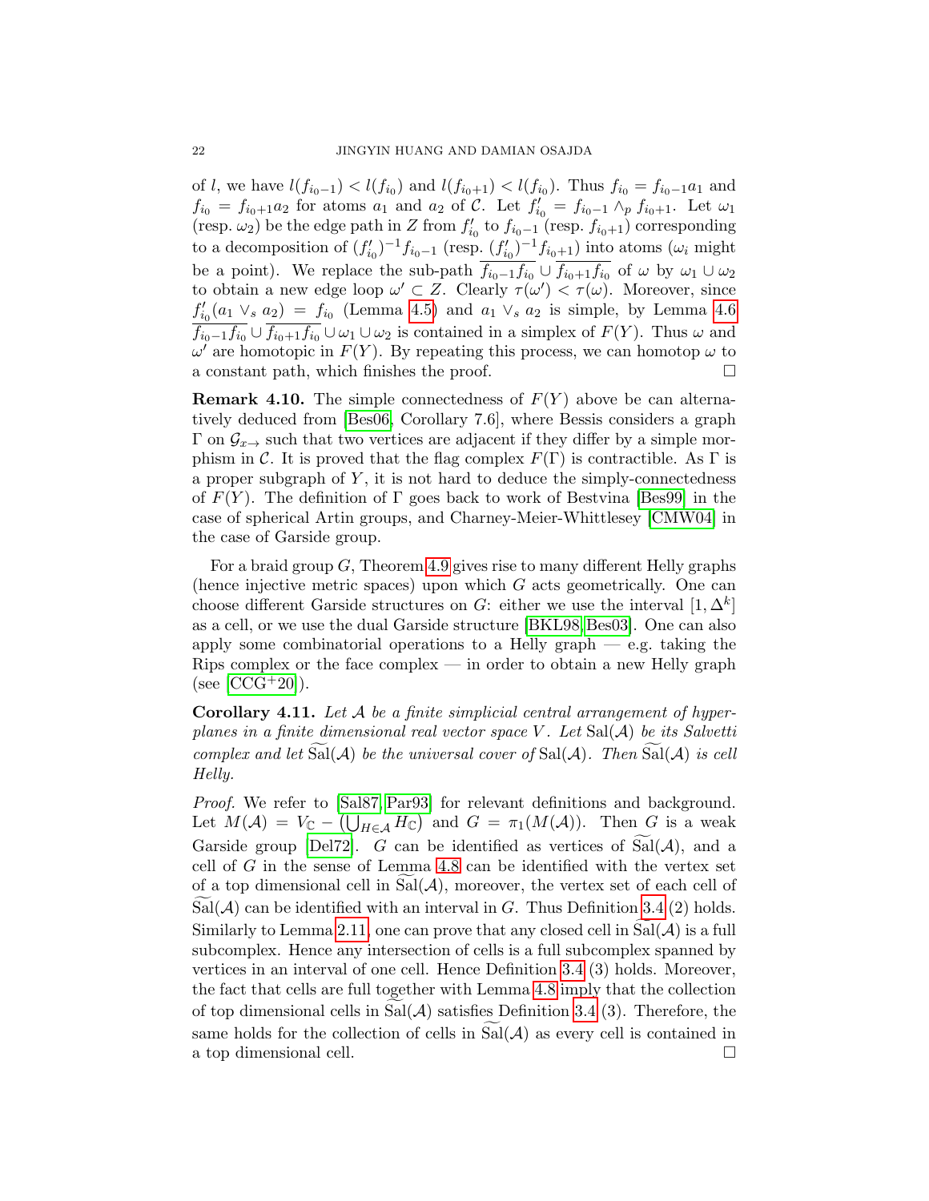of $l$, we have $l(f_{i_0-1}) < l(f_{i_0})$ and $l(f_{i_0+1}) < l(f_{i_0})$. Thus $f_{i_0} = f_{i_0-1}a_1$ and $f_{i_0} = f_{i_0+1}a_2$ for atoms $a_1$ and $a_2$ of $\mathcal{C}$. Let $f'_{i_0} = f_{i_0-1} \wedge_p f_{i_0+1}$. Let $\omega_1$ (resp. $\omega_2$) be the edge path in $Z$ from $f'_{i_0}$ to $f_{i_0-1}$ (resp. $f_{i_0+1}$) corresponding to a decomposition of $(f'_{i_0})^{-1}f_{i_0-1}$ (resp. $(f'_{i_0})^{-1}f_{i_0+1}$) into atoms ($\omega_i$ might be a point). We replace the sub-path $\overline{f_{i_0-1}f_{i_0}} \cup \overline{f_{i_0+1}f_{i_0}}$ of $\omega$ by $\omega_1 \cup \omega_2$ to obtain a new edge loop $\omega' \subset Z$. Clearly $\tau(\omega') < \tau(\omega)$. Moreover, since $f'_{i_0}(a_1 \vee_s a_2) = f_{i_0}$ (Lemma 4.5) and $a_1 \vee_s a_2$ is simple, by Lemma 4.6 $\overline{f_{i_0-1}f_{i_0}} \cup \overline{f_{i_0+1}f_{i_0}} \cup \omega_1 \cup \omega_2$ is contained in a simplex of $F(Y)$. Thus $\omega$ and $\omega'$ are homotopic in $F(Y)$. By repeating this process, we can homotop $\omega$ to a constant path, which finishes the proof. □

**Remark 4.10.** The simple connectedness of $F(Y)$ above be can alternatively deduced from [Bes06, Corollary 7.6], where Bessis considers a graph $\Gamma$ on $\mathcal{G}_{x\to}$ such that two vertices are adjacent if they differ by a simple morphism in $\mathcal{C}$. It is proved that the flag complex $F(\Gamma)$ is contractible. As $\Gamma$ is a proper subgraph of $Y$, it is not hard to deduce the simply-connectedness of $F(Y)$. The definition of $\Gamma$ goes back to work of Bestvina [Bes99] in the case of spherical Artin groups, and Charney-Meier-Whittlesey [CMW04] in the case of Garside group.

For a braid group $G$, Theorem 4.9 gives rise to many different Helly graphs (hence injective metric spaces) upon which $G$ acts geometrically. One can choose different Garside structures on $G$: either we use the interval $[1, \Delta^k]$ as a cell, or we use the dual Garside structure [BKL98, Bes03]. One can also apply some combinatorial operations to a Helly graph — e.g. taking the Rips complex or the face complex — in order to obtain a new Helly graph (see [CCG+20]).

**Corollary 4.11.** *Let $\mathcal{A}$ be a finite simplicial central arrangement of hyperplanes in a finite dimensional real vector space $V$. Let $\mathrm{Sal}(\mathcal{A})$ be its Salvetti complex and let $\widetilde{\mathrm{Sal}}(\mathcal{A})$ be the universal cover of $\mathrm{Sal}(\mathcal{A})$. Then $\widetilde{\mathrm{Sal}}(\mathcal{A})$ is cell Helly.*

*Proof.* We refer to [Sal87, Par93] for relevant definitions and background. Let $M(\mathcal{A}) = V_{\mathbb{C}} - (\bigcup_{H\in\mathcal{A}} H_{\mathbb{C}})$ and $G = \pi_1(M(\mathcal{A}))$. Then $G$ is a weak Garside group [Del72]. $G$ can be identified as vertices of $\widetilde{\mathrm{Sal}}(\mathcal{A})$, and a cell of $G$ in the sense of Lemma 4.8 can be identified with the vertex set of a top dimensional cell in $\widetilde{\mathrm{Sal}}(\mathcal{A})$, moreover, the vertex set of each cell of $\widetilde{\mathrm{Sal}}(\mathcal{A})$ can be identified with an interval in $G$. Thus Definition 3.4 (2) holds. Similarly to Lemma 2.11, one can prove that any closed cell in $\widetilde{\mathrm{Sal}}(\mathcal{A})$ is a full subcomplex. Hence any intersection of cells is a full subcomplex spanned by vertices in an interval of one cell. Hence Definition 3.4 (3) holds. Moreover, the fact that cells are full together with Lemma 4.8 imply that the collection of top dimensional cells in $\widetilde{\mathrm{Sal}}(\mathcal{A})$ satisfies Definition 3.4 (3). Therefore, the same holds for the collection of cells in $\widetilde{\mathrm{Sal}}(\mathcal{A})$ as every cell is contained in a top dimensional cell. □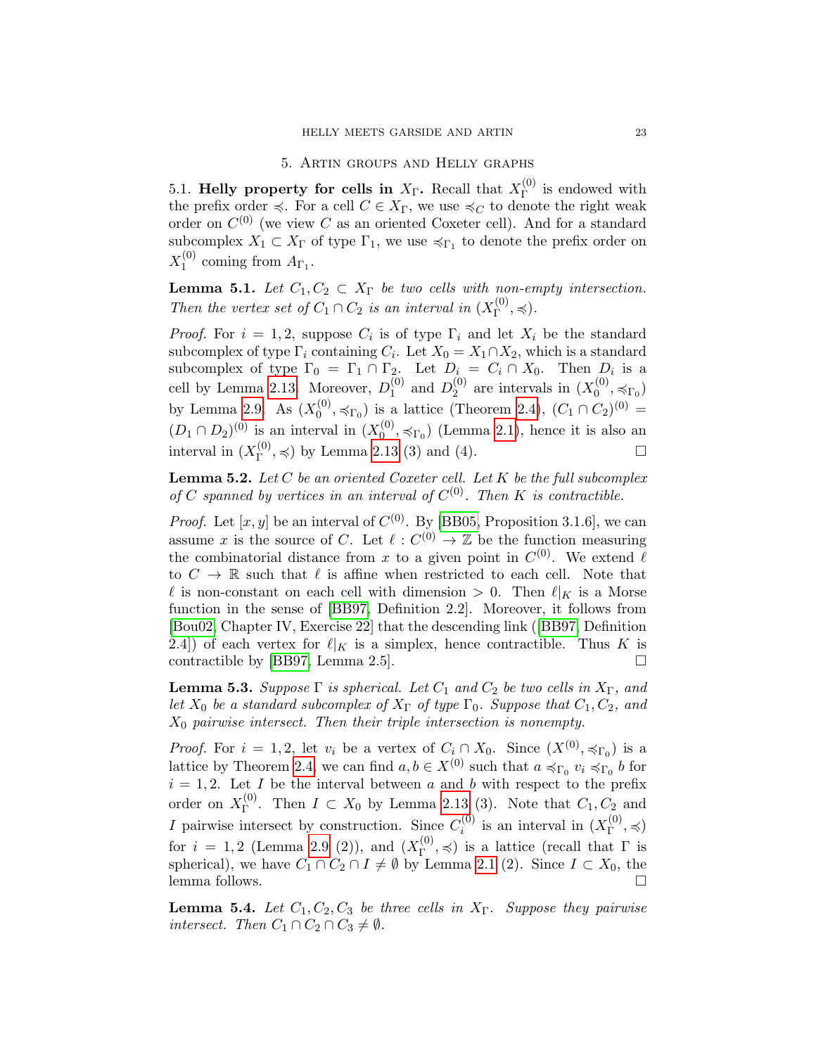## 5. Artin groups and Helly graphs

5.1. **Helly property for cells in $X_\Gamma$.** Recall that $X_\Gamma^{(0)}$ is endowed with the prefix order $\preccurlyeq$. For a cell $C \in X_\Gamma$, we use $\preccurlyeq_C$ to denote the right weak order on $C^{(0)}$ (we view $C$ as an oriented Coxeter cell). And for a standard subcomplex $X_1 \subset X_\Gamma$ of type $\Gamma_1$, we use $\preccurlyeq_{\Gamma_1}$ to denote the prefix order on $X_1^{(0)}$ coming from $A_{\Gamma_1}$.

**Lemma 5.1.** *Let $C_1, C_2 \subset X_\Gamma$ be two cells with non-empty intersection. Then the vertex set of $C_1 \cap C_2$ is an interval in $(X_\Gamma^{(0)}, \preccurlyeq)$.*

*Proof.* For $i = 1, 2$, suppose $C_i$ is of type $\Gamma_i$ and let $X_i$ be the standard subcomplex of type $\Gamma_i$ containing $C_i$. Let $X_0 = X_1 \cap X_2$, which is a standard subcomplex of type $\Gamma_0 = \Gamma_1 \cap \Gamma_2$. Let $D_i = C_i \cap X_0$. Then $D_i$ is a cell by Lemma 2.13. Moreover, $D_1^{(0)}$ and $D_2^{(0)}$ are intervals in $(X_0^{(0)}, \preccurlyeq_{\Gamma_0})$ by Lemma 2.9. As $(X_0^{(0)}, \preccurlyeq_{\Gamma_0})$ is a lattice (Theorem 2.4), $(C_1 \cap C_2)^{(0)} = (D_1 \cap D_2)^{(0)}$ is an interval in $(X_0^{(0)}, \preccurlyeq_{\Gamma_0})$ (Lemma 2.1), hence it is also an interval in $(X_\Gamma^{(0)}, \preccurlyeq)$ by Lemma 2.13 (3) and (4). $\square$

**Lemma 5.2.** *Let $C$ be an oriented Coxeter cell. Let $K$ be the full subcomplex of $C$ spanned by vertices in an interval of $C^{(0)}$. Then $K$ is contractible.*

*Proof.* Let $[x, y]$ be an interval of $C^{(0)}$. By [BB05, Proposition 3.1.6], we can assume $x$ is the source of $C$. Let $\ell : C^{(0)} \to \mathbb{Z}$ be the function measuring the combinatorial distance from $x$ to a given point in $C^{(0)}$. We extend $\ell$ to $C \to \mathbb{R}$ such that $\ell$ is affine when restricted to each cell. Note that $\ell$ is non-constant on each cell with dimension $> 0$. Then $\ell|_K$ is a Morse function in the sense of [BB97, Definition 2.2]. Moreover, it follows from [Bou02, Chapter IV, Exercise 22] that the descending link ([BB97, Definition 2.4]) of each vertex for $\ell|_K$ is a simplex, hence contractible. Thus $K$ is contractible by [BB97, Lemma 2.5]. $\square$

**Lemma 5.3.** *Suppose $\Gamma$ is spherical. Let $C_1$ and $C_2$ be two cells in $X_\Gamma$, and let $X_0$ be a standard subcomplex of $X_\Gamma$ of type $\Gamma_0$. Suppose that $C_1$, $C_2$, and $X_0$ pairwise intersect. Then their triple intersection is nonempty.*

*Proof.* For $i = 1, 2$, let $v_i$ be a vertex of $C_i \cap X_0$. Since $(X^{(0)}, \preccurlyeq_{\Gamma_0})$ is a lattice by Theorem 2.4, we can find $a, b \in X^{(0)}$ such that $a \preccurlyeq_{\Gamma_0} v_i \preccurlyeq_{\Gamma_0} b$ for $i = 1, 2$. Let $I$ be the interval between $a$ and $b$ with respect to the prefix order on $X_\Gamma^{(0)}$. Then $I \subset X_0$ by Lemma 2.13 (3). Note that $C_1, C_2$ and $I$ pairwise intersect by construction. Since $C_i^{(0)}$ is an interval in $(X_\Gamma^{(0)}, \preccurlyeq)$ for $i = 1, 2$ (Lemma 2.9 (2)), and $(X_\Gamma^{(0)}, \preccurlyeq)$ is a lattice (recall that $\Gamma$ is spherical), we have $C_1 \cap C_2 \cap I \neq \emptyset$ by Lemma 2.1 (2). Since $I \subset X_0$, the lemma follows. $\square$

**Lemma 5.4.** *Let $C_1, C_2, C_3$ be three cells in $X_\Gamma$. Suppose they pairwise intersect. Then $C_1 \cap C_2 \cap C_3 \neq \emptyset$.*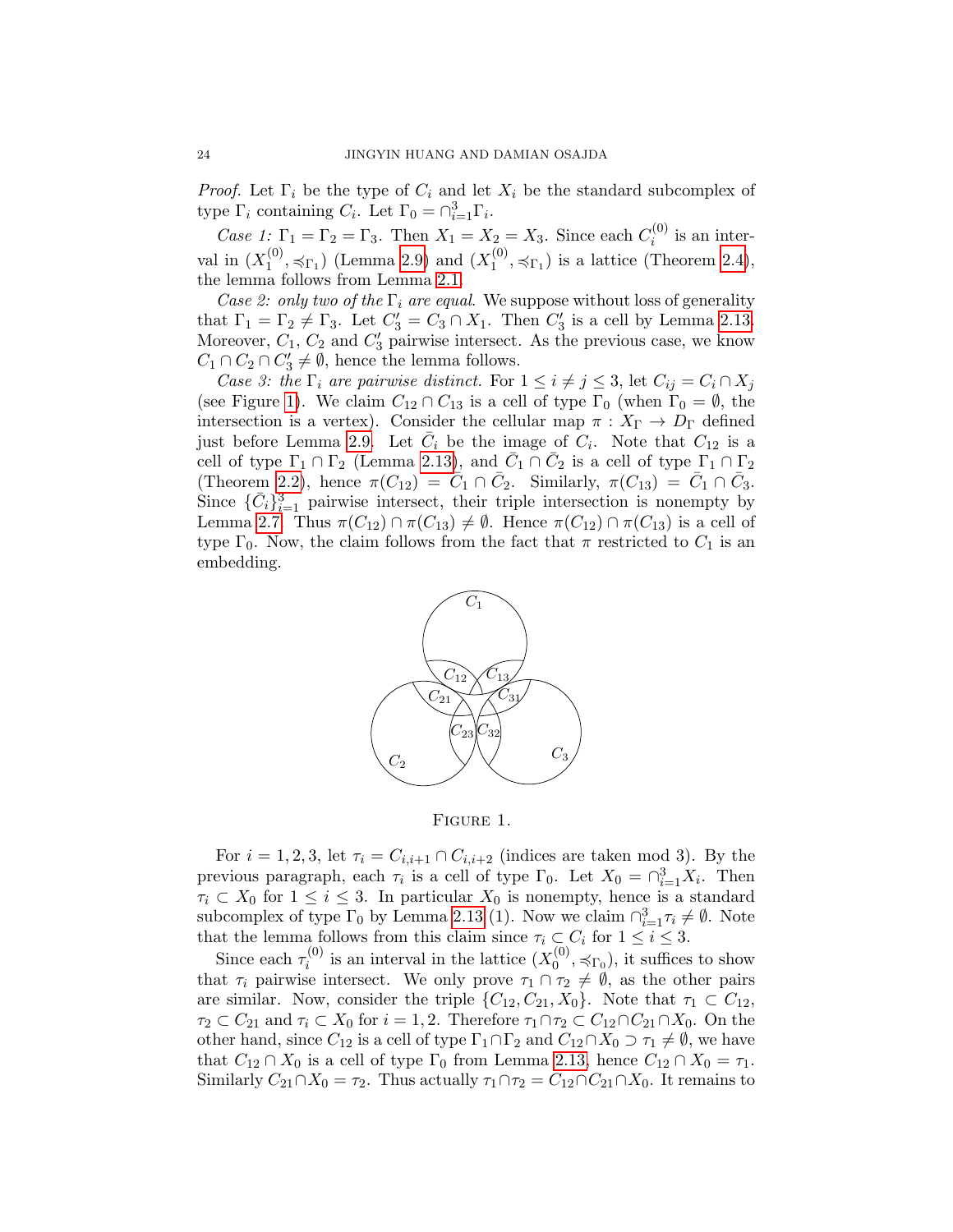*Proof.* Let $\Gamma_i$ be the type of $C_i$ and let $X_i$ be the standard subcomplex of type $\Gamma_i$ containing $C_i$. Let $\Gamma_0 = \cap_{i=1}^3 \Gamma_i$.

*Case 1:* $\Gamma_1 = \Gamma_2 = \Gamma_3$. Then $X_1 = X_2 = X_3$. Since each $C_i^{(0)}$ is an interval in $(X_1^{(0)}, \preccurlyeq_{\Gamma_1})$ (Lemma 2.9) and $(X_1^{(0)}, \preccurlyeq_{\Gamma_1})$ is a lattice (Theorem 2.4), the lemma follows from Lemma 2.1.

*Case 2: only two of the $\Gamma_i$ are equal.* We suppose without loss of generality that $\Gamma_1 = \Gamma_2 \neq \Gamma_3$. Let $C_3' = C_3 \cap X_1$. Then $C_3'$ is a cell by Lemma 2.13. Moreover, $C_1$, $C_2$ and $C_3'$ pairwise intersect. As the previous case, we know $C_1 \cap C_2 \cap C_3' \neq \emptyset$, hence the lemma follows.

*Case 3: the $\Gamma_i$ are pairwise distinct.* For $1 \leq i \neq j \leq 3$, let $C_{ij} = C_i \cap X_j$ (see Figure 1). We claim $C_{12} \cap C_{13}$ is a cell of type $\Gamma_0$ (when $\Gamma_0 = \emptyset$, the intersection is a vertex). Consider the cellular map $\pi : X_\Gamma \to D_\Gamma$ defined just before Lemma 2.9. Let $\bar{C}_i$ be the image of $C_i$. Note that $C_{12}$ is a cell of type $\Gamma_1 \cap \Gamma_2$ (Lemma 2.13), and $\bar{C}_1 \cap \bar{C}_2$ is a cell of type $\Gamma_1 \cap \Gamma_2$ (Theorem 2.2), hence $\pi(C_{12}) = \bar{C}_1 \cap \bar{C}_2$. Similarly, $\pi(C_{13}) = \bar{C}_1 \cap \bar{C}_3$. Since $\{\bar{C}_i\}_{i=1}^3$ pairwise intersect, their triple intersection is nonempty by Lemma 2.7. Thus $\pi(C_{12}) \cap \pi(C_{13}) \neq \emptyset$. Hence $\pi(C_{12}) \cap \pi(C_{13})$ is a cell of type $\Gamma_0$. Now, the claim follows from the fact that $\pi$ restricted to $C_1$ is an embedding.

FIGURE 1.

For $i = 1, 2, 3$, let $\tau_i = C_{i,i+1} \cap C_{i,i+2}$ (indices are taken mod 3). By the previous paragraph, each $\tau_i$ is a cell of type $\Gamma_0$. Let $X_0 = \cap_{i=1}^3 X_i$. Then $\tau_i \subset X_0$ for $1 \leq i \leq 3$. In particular $X_0$ is nonempty, hence is a standard subcomplex of type $\Gamma_0$ by Lemma 2.13 (1). Now we claim $\cap_{i=1}^3 \tau_i \neq \emptyset$. Note that the lemma follows from this claim since $\tau_i \subset C_i$ for $1 \leq i \leq 3$.

Since each $\tau_i^{(0)}$ is an interval in the lattice $(X_0^{(0)}, \preccurlyeq_{\Gamma_0})$, it suffices to show that $\tau_i$ pairwise intersect. We only prove $\tau_1 \cap \tau_2 \neq \emptyset$, as the other pairs are similar. Now, consider the triple $\{C_{12}, C_{21}, X_0\}$. Note that $\tau_1 \subset C_{12}$, $\tau_2 \subset C_{21}$ and $\tau_i \subset X_0$ for $i = 1, 2$. Therefore $\tau_1 \cap \tau_2 \subset C_{12} \cap C_{21} \cap X_0$. On the other hand, since $C_{12}$ is a cell of type $\Gamma_1 \cap \Gamma_2$ and $C_{12} \cap X_0 \supset \tau_1 \neq \emptyset$, we have that $C_{12} \cap X_0$ is a cell of type $\Gamma_0$ from Lemma 2.13, hence $C_{12} \cap X_0 = \tau_1$. Similarly $C_{21} \cap X_0 = \tau_2$. Thus actually $\tau_1 \cap \tau_2 = C_{12} \cap C_{21} \cap X_0$. It remains to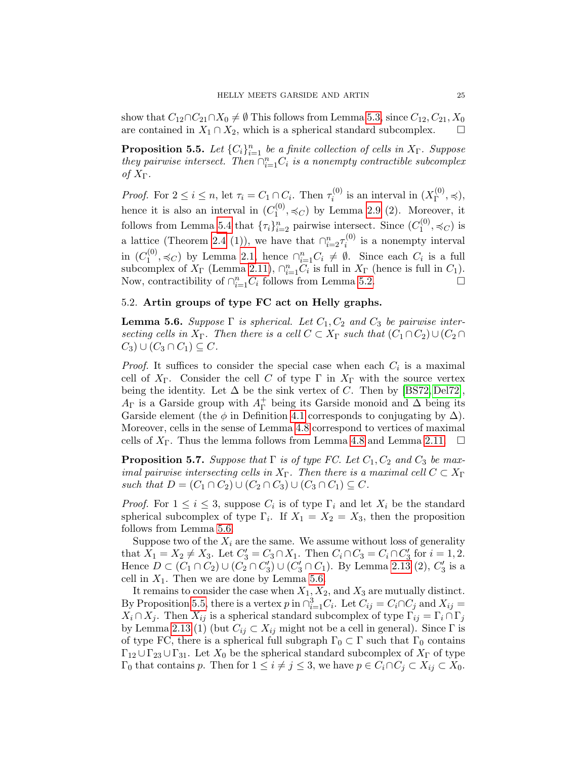show that $C_{12} \cap C_{21} \cap X_0 \neq \emptyset$ This follows from Lemma 5.3, since $C_{12}, C_{21}, X_0$ are contained in $X_1 \cap X_2$, which is a spherical standard subcomplex. $\square$

**Proposition 5.5.** *Let $\{C_i\}_{i=1}^n$ be a finite collection of cells in $X_\Gamma$. Suppose they pairwise intersect. Then $\cap_{i=1}^n C_i$ is a nonempty contractible subcomplex of $X_\Gamma$.*

*Proof.* For $2 \leq i \leq n$, let $\tau_i = C_1 \cap C_i$. Then $\tau_i^{(0)}$ is an interval in $(X_\Gamma^{(0)}, \preccurlyeq)$, hence it is also an interval in $(C_1^{(0)}, \preccurlyeq_C)$ by Lemma 2.9 (2). Moreover, it follows from Lemma 5.4 that $\{\tau_i\}_{i=2}^n$ pairwise intersect. Since $(C_1^{(0)}, \preccurlyeq_C)$ is a lattice (Theorem 2.4 (1)), we have that $\cap_{i=2}^n \tau_i^{(0)}$ is a nonempty interval in $(C_1^{(0)}, \preccurlyeq_C)$ by Lemma 2.1, hence $\cap_{i=1}^n C_i \neq \emptyset$. Since each $C_i$ is a full subcomplex of $X_\Gamma$ (Lemma 2.11), $\cap_{i=1}^n C_i$ is full in $X_\Gamma$ (hence is full in $C_1$). Now, contractibility of $\cap_{i=1}^n C_i$ follows from Lemma 5.2. $\square$

### 5.2. Artin groups of type FC act on Helly graphs.

**Lemma 5.6.** *Suppose $\Gamma$ is spherical. Let $C_1, C_2$ and $C_3$ be pairwise intersecting cells in $X_\Gamma$. Then there is a cell $C \subset X_\Gamma$ such that $(C_1 \cap C_2) \cup (C_2 \cap C_3) \cup (C_3 \cap C_1) \subseteq C$.*

*Proof.* It suffices to consider the special case when each $C_i$ is a maximal cell of $X_\Gamma$. Consider the cell $C$ of type $\Gamma$ in $X_\Gamma$ with the source vertex being the identity. Let $\Delta$ be the sink vertex of $C$. Then by [BS72, Del72], $A_\Gamma$ is a Garside group with $A_\Gamma^+$ being its Garside monoid and $\Delta$ being its Garside element (the $\phi$ in Definition 4.1 corresponds to conjugating by $\Delta$). Moreover, cells in the sense of Lemma 4.8 correspond to vertices of maximal cells of $X_\Gamma$. Thus the lemma follows from Lemma 4.8 and Lemma 2.11. $\square$

**Proposition 5.7.** *Suppose that $\Gamma$ is of type FC. Let $C_1, C_2$ and $C_3$ be maximal pairwise intersecting cells in $X_\Gamma$. Then there is a maximal cell $C \subset X_\Gamma$ such that $D = (C_1 \cap C_2) \cup (C_2 \cap C_3) \cup (C_3 \cap C_1) \subseteq C$.*

*Proof.* For $1 \leq i \leq 3$, suppose $C_i$ is of type $\Gamma_i$ and let $X_i$ be the standard spherical subcomplex of type $\Gamma_i$. If $X_1 = X_2 = X_3$, then the proposition follows from Lemma 5.6.

Suppose two of the $X_i$ are the same. We assume without loss of generality that $X_1 = X_2 \neq X_3$. Let $C_3' = C_3 \cap X_1$. Then $C_i \cap C_3 = C_i \cap C_3'$ for $i = 1, 2$. Hence $D \subset (C_1 \cap C_2) \cup (C_2 \cap C_3') \cup (C_3' \cap C_1)$. By Lemma 2.13 (2), $C_3'$ is a cell in $X_1$. Then we are done by Lemma 5.6.

It remains to consider the case when $X_1, X_2$, and $X_3$ are mutually distinct. By Proposition 5.5, there is a vertex $p$ in $\cap_{i=1}^3 C_i$. Let $C_{ij} = C_i \cap C_j$ and $X_{ij} = X_i \cap X_j$. Then $X_{ij}$ is a spherical standard subcomplex of type $\Gamma_{ij} = \Gamma_i \cap \Gamma_j$ by Lemma 2.13 (1) (but $C_{ij} \subset X_{ij}$ might not be a cell in general). Since $\Gamma$ is of type FC, there is a spherical full subgraph $\Gamma_0 \subset \Gamma$ such that $\Gamma_0$ contains $\Gamma_{12} \cup \Gamma_{23} \cup \Gamma_{31}$. Let $X_0$ be the spherical standard subcomplex of $X_\Gamma$ of type $\Gamma_0$ that contains $p$. Then for $1 \leq i \neq j \leq 3$, we have $p \in C_i \cap C_j \subset X_{ij} \subset X_0$.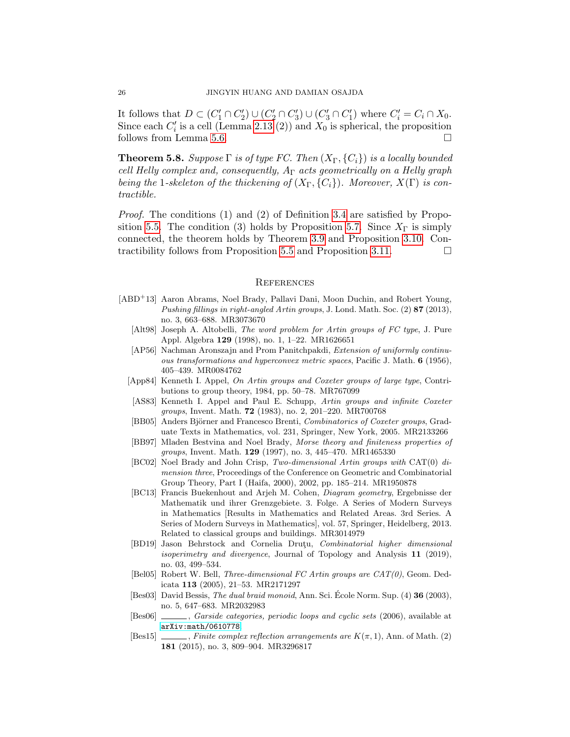It follows that $D \subset (C'_1 \cap C'_2) \cup (C'_2 \cap C'_3) \cup (C'_3 \cap C'_1)$ where $C'_i = C_i \cap X_0$. Since each $C'_i$ is a cell (Lemma 2.13 (2)) and $X_0$ is spherical, the proposition follows from Lemma 5.6. □

**Theorem 5.8.** *Suppose $\Gamma$ is of type FC. Then $(X_\Gamma, \{C_i\})$ is a locally bounded cell Helly complex and, consequently, $A_\Gamma$ acts geometrically on a Helly graph being the 1-skeleton of the thickening of $(X_\Gamma, \{C_i\})$. Moreover, $X(\Gamma)$ is contractible.*

*Proof.* The conditions (1) and (2) of Definition 3.4 are satisfied by Proposition 5.5. The condition (3) holds by Proposition 5.7. Since $X_\Gamma$ is simply connected, the theorem holds by Theorem 3.9 and Proposition 3.10. Contractibility follows from Proposition 5.5 and Proposition 3.11. □

## References

- [ABD+13] Aaron Abrams, Noel Brady, Pallavi Dani, Moon Duchin, and Robert Young, *Pushing fillings in right-angled Artin groups*, J. Lond. Math. Soc. (2) **87** (2013), no. 3, 663–688. MR3073670
- [Alt98] Joseph A. Altobelli, *The word problem for Artin groups of FC type*, J. Pure Appl. Algebra **129** (1998), no. 1, 1–22. MR1626651
- [AP56] Nachman Aronszajn and Prom Panitchpakdi, *Extension of uniformly continuous transformations and hyperconvex metric spaces*, Pacific J. Math. **6** (1956), 405–439. MR0084762
- [App84] Kenneth I. Appel, *On Artin groups and Coxeter groups of large type*, Contributions to group theory, 1984, pp. 50–78. MR767099
- [AS83] Kenneth I. Appel and Paul E. Schupp, *Artin groups and infinite Coxeter groups*, Invent. Math. **72** (1983), no. 2, 201–220. MR700768
- [BB05] Anders Björner and Francesco Brenti, *Combinatorics of Coxeter groups*, Graduate Texts in Mathematics, vol. 231, Springer, New York, 2005. MR2133266
- [BB97] Mladen Bestvina and Noel Brady, *Morse theory and finiteness properties of groups*, Invent. Math. **129** (1997), no. 3, 445–470. MR1465330
- [BC02] Noel Brady and John Crisp, *Two-dimensional Artin groups with* CAT(0) *dimension three*, Proceedings of the Conference on Geometric and Combinatorial Group Theory, Part I (Haifa, 2000), 2002, pp. 185–214. MR1950878
- [BC13] Francis Buekenhout and Arjeh M. Cohen, *Diagram geometry*, Ergebnisse der Mathematik und ihrer Grenzgebiete. 3. Folge. A Series of Modern Surveys in Mathematics [Results in Mathematics and Related Areas. 3rd Series. A Series of Modern Surveys in Mathematics], vol. 57, Springer, Heidelberg, 2013. Related to classical groups and buildings. MR3014979
- [BD19] Jason Behrstock and Cornelia Druţu, *Combinatorial higher dimensional isoperimetry and divergence*, Journal of Topology and Analysis **11** (2019), no. 03, 499–534.
- [Bel05] Robert W. Bell, *Three-dimensional FC Artin groups are CAT(0)*, Geom. Dedicata **113** (2005), 21–53. MR2171297
- [Bes03] David Bessis, *The dual braid monoid*, Ann. Sci. École Norm. Sup. (4) **36** (2003), no. 5, 647–683. MR2032983
- [Bes06] ______, *Garside categories, periodic loops and cyclic sets* (2006), available at arXiv:math/0610778.
- [Bes15] ______, *Finite complex reflection arrangements are $K(\pi, 1)$*, Ann. of Math. (2) **181** (2015), no. 3, 809–904. MR3296817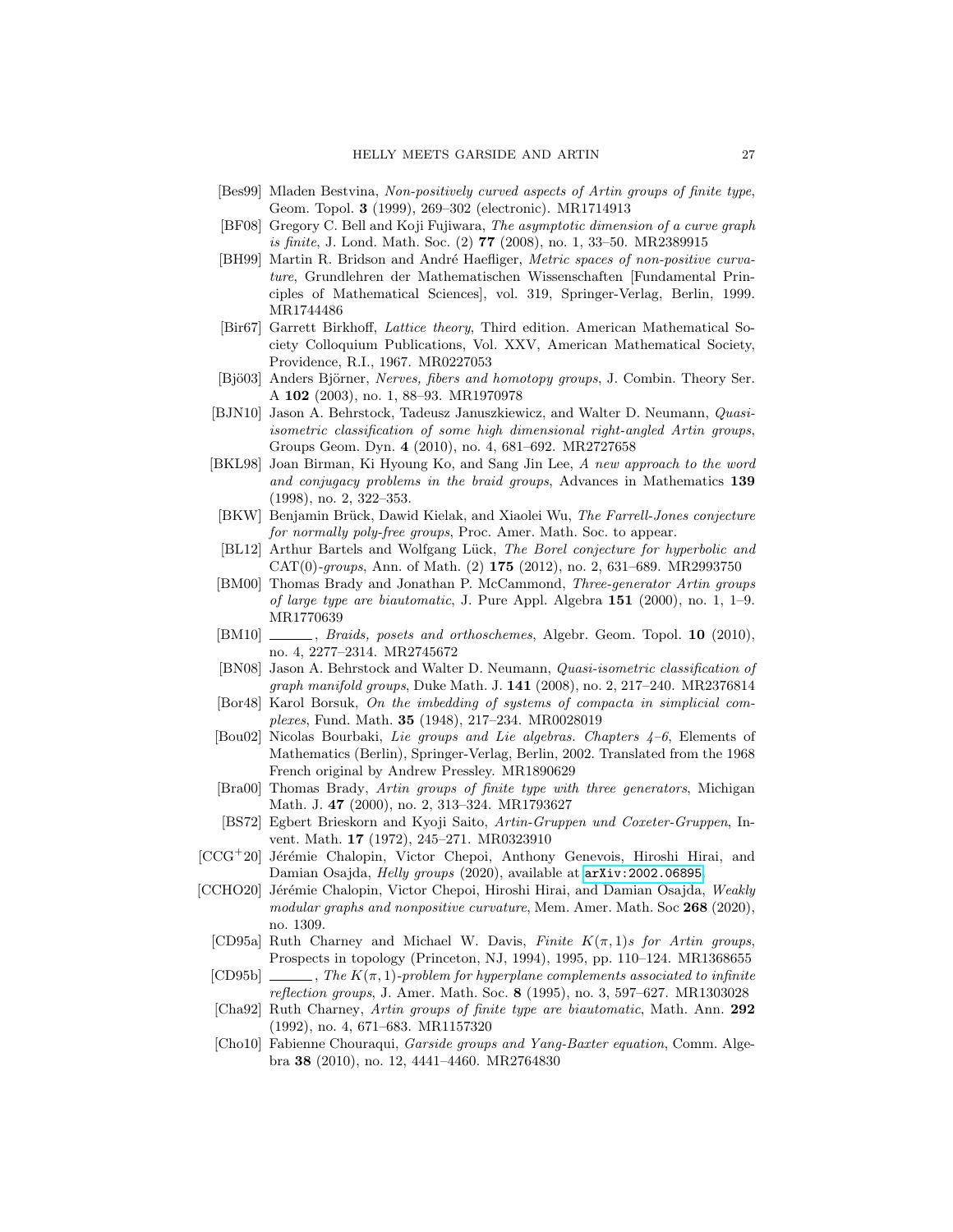[Bes99] Mladen Bestvina, *Non-positively curved aspects of Artin groups of finite type*, Geom. Topol. **3** (1999), 269–302 (electronic). MR1714913

[BF08] Gregory C. Bell and Koji Fujiwara, *The asymptotic dimension of a curve graph is finite*, J. Lond. Math. Soc. (2) **77** (2008), no. 1, 33–50. MR2389915

[BH99] Martin R. Bridson and André Haefliger, *Metric spaces of non-positive curvature*, Grundlehren der Mathematischen Wissenschaften [Fundamental Principles of Mathematical Sciences], vol. 319, Springer-Verlag, Berlin, 1999. MR1744486

[Bir67] Garrett Birkhoff, *Lattice theory*, Third edition. American Mathematical Society Colloquium Publications, Vol. XXV, American Mathematical Society, Providence, R.I., 1967. MR0227053

[Bjö03] Anders Björner, *Nerves, fibers and homotopy groups*, J. Combin. Theory Ser. A **102** (2003), no. 1, 88–93. MR1970978

[BJN10] Jason A. Behrstock, Tadeusz Januszkiewicz, and Walter D. Neumann, *Quasi-isometric classification of some high dimensional right-angled Artin groups*, Groups Geom. Dyn. **4** (2010), no. 4, 681–692. MR2727658

[BKL98] Joan Birman, Ki Hyoung Ko, and Sang Jin Lee, *A new approach to the word and conjugacy problems in the braid groups*, Advances in Mathematics **139** (1998), no. 2, 322–353.

[BKW] Benjamin Brück, Dawid Kielak, and Xiaolei Wu, *The Farrell-Jones conjecture for normally poly-free groups*, Proc. Amer. Math. Soc. to appear.

[BL12] Arthur Bartels and Wolfgang Lück, *The Borel conjecture for hyperbolic and CAT(0)-groups*, Ann. of Math. (2) **175** (2012), no. 2, 631–689. MR2993750

[BM00] Thomas Brady and Jonathan P. McCammond, *Three-generator Artin groups of large type are biautomatic*, J. Pure Appl. Algebra **151** (2000), no. 1, 1–9. MR1770639

[BM10] ______, *Braids, posets and orthoschemes*, Algebr. Geom. Topol. **10** (2010), no. 4, 2277–2314. MR2745672

[BN08] Jason A. Behrstock and Walter D. Neumann, *Quasi-isometric classification of graph manifold groups*, Duke Math. J. **141** (2008), no. 2, 217–240. MR2376814

[Bor48] Karol Borsuk, *On the imbedding of systems of compacta in simplicial complexes*, Fund. Math. **35** (1948), 217–234. MR0028019

[Bou02] Nicolas Bourbaki, *Lie groups and Lie algebras. Chapters 4–6*, Elements of Mathematics (Berlin), Springer-Verlag, Berlin, 2002. Translated from the 1968 French original by Andrew Pressley. MR1890629

[Bra00] Thomas Brady, *Artin groups of finite type with three generators*, Michigan Math. J. **47** (2000), no. 2, 313–324. MR1793627

[BS72] Egbert Brieskorn and Kyoji Saito, *Artin-Gruppen und Coxeter-Gruppen*, Invent. Math. **17** (1972), 245–271. MR0323910

[CCG+20] Jérémie Chalopin, Victor Chepoi, Anthony Genevois, Hiroshi Hirai, and Damian Osajda, *Helly groups* (2020), available at arXiv:2002.06895.

[CCHO20] Jérémie Chalopin, Victor Chepoi, Hiroshi Hirai, and Damian Osajda, *Weakly modular graphs and nonpositive curvature*, Mem. Amer. Math. Soc **268** (2020), no. 1309.

[CD95a] Ruth Charney and Michael W. Davis, *Finite $K(\pi, 1)$s for Artin groups*, Prospects in topology (Princeton, NJ, 1994), 1995, pp. 110–124. MR1368655

[CD95b] ______, *The $K(\pi, 1)$-problem for hyperplane complements associated to infinite reflection groups*, J. Amer. Math. Soc. **8** (1995), no. 3, 597–627. MR1303028

[Cha92] Ruth Charney, *Artin groups of finite type are biautomatic*, Math. Ann. **292** (1992), no. 4, 671–683. MR1157320

[Cho10] Fabienne Chouraqui, *Garside groups and Yang-Baxter equation*, Comm. Algebra **38** (2010), no. 12, 4441–4460. MR2764830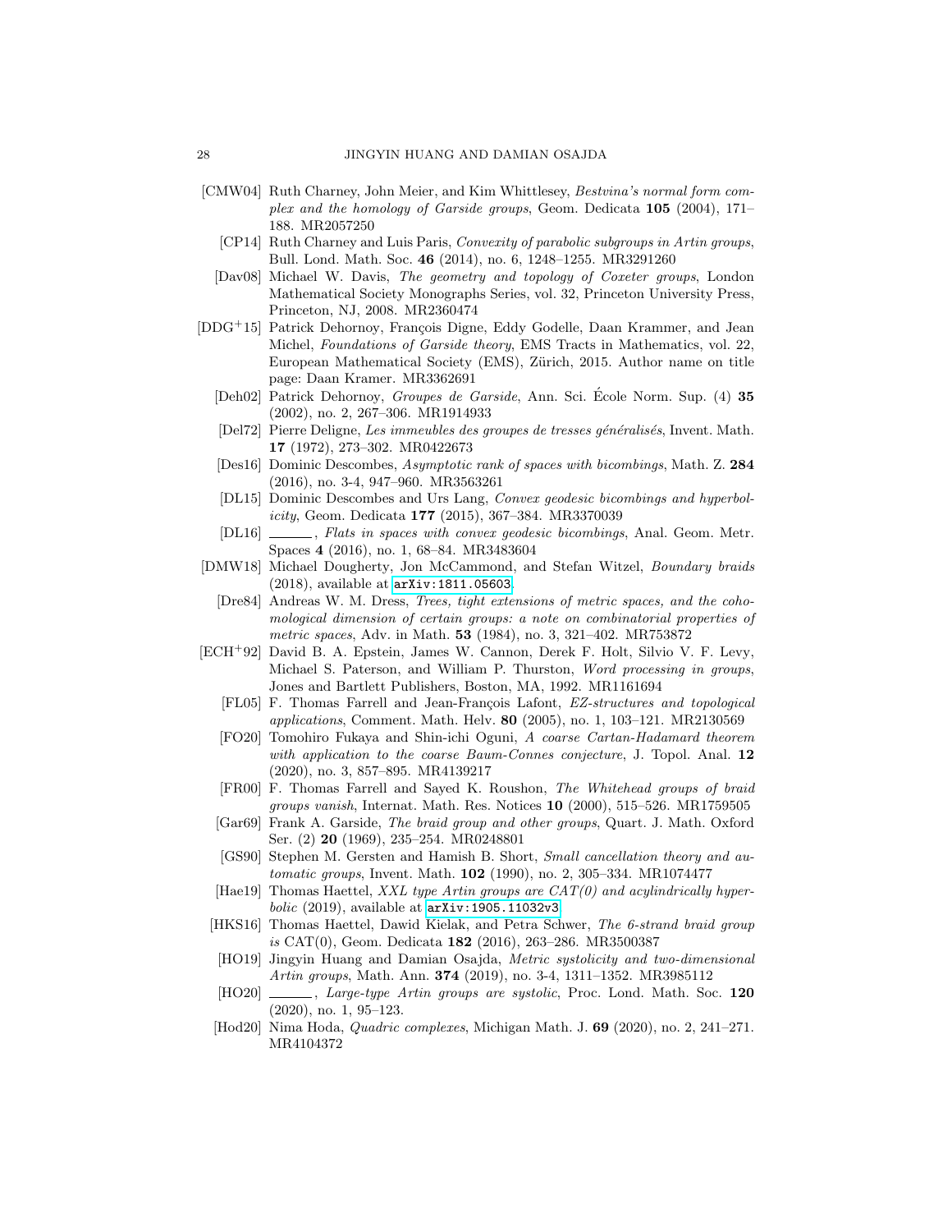[CMW04] Ruth Charney, John Meier, and Kim Whittlesey, *Bestvina's normal form complex and the homology of Garside groups*, Geom. Dedicata **105** (2004), 171–188. MR2057250

[CP14] Ruth Charney and Luis Paris, *Convexity of parabolic subgroups in Artin groups*, Bull. Lond. Math. Soc. **46** (2014), no. 6, 1248–1255. MR3291260

[Dav08] Michael W. Davis, *The geometry and topology of Coxeter groups*, London Mathematical Society Monographs Series, vol. 32, Princeton University Press, Princeton, NJ, 2008. MR2360474

[DDG+15] Patrick Dehornoy, François Digne, Eddy Godelle, Daan Krammer, and Jean Michel, *Foundations of Garside theory*, EMS Tracts in Mathematics, vol. 22, European Mathematical Society (EMS), Zürich, 2015. Author name on title page: Daan Kramer. MR3362691

[Deh02] Patrick Dehornoy, *Groupes de Garside*, Ann. Sci. École Norm. Sup. (4) **35** (2002), no. 2, 267–306. MR1914933

[Del72] Pierre Deligne, *Les immeubles des groupes de tresses généralisés*, Invent. Math. **17** (1972), 273–302. MR0422673

[Des16] Dominic Descombes, *Asymptotic rank of spaces with bicombings*, Math. Z. **284** (2016), no. 3-4, 947–960. MR3563261

[DL15] Dominic Descombes and Urs Lang, *Convex geodesic bicombings and hyperbolicity*, Geom. Dedicata **177** (2015), 367–384. MR3370039

[DL16] ______, *Flats in spaces with convex geodesic bicombings*, Anal. Geom. Metr. Spaces **4** (2016), no. 1, 68–84. MR3483604

[DMW18] Michael Dougherty, Jon McCammond, and Stefan Witzel, *Boundary braids* (2018), available at arXiv:1811.05603.

[Dre84] Andreas W. M. Dress, *Trees, tight extensions of metric spaces, and the cohomological dimension of certain groups: a note on combinatorial properties of metric spaces*, Adv. in Math. **53** (1984), no. 3, 321–402. MR753872

[ECH+92] David B. A. Epstein, James W. Cannon, Derek F. Holt, Silvio V. F. Levy, Michael S. Paterson, and William P. Thurston, *Word processing in groups*, Jones and Bartlett Publishers, Boston, MA, 1992. MR1161694

[FL05] F. Thomas Farrell and Jean-François Lafont, *EZ-structures and topological applications*, Comment. Math. Helv. **80** (2005), no. 1, 103–121. MR2130569

[FO20] Tomohiro Fukaya and Shin-ichi Oguni, *A coarse Cartan-Hadamard theorem with application to the coarse Baum-Connes conjecture*, J. Topol. Anal. **12** (2020), no. 3, 857–895. MR4139217

[FR00] F. Thomas Farrell and Sayed K. Roushon, *The Whitehead groups of braid groups vanish*, Internat. Math. Res. Notices **10** (2000), 515–526. MR1759505

[Gar69] Frank A. Garside, *The braid group and other groups*, Quart. J. Math. Oxford Ser. (2) **20** (1969), 235–254. MR0248801

[GS90] Stephen M. Gersten and Hamish B. Short, *Small cancellation theory and automatic groups*, Invent. Math. **102** (1990), no. 2, 305–334. MR1074477

[Hae19] Thomas Haettel, *XXL type Artin groups are CAT(0) and acylindrically hyperbolic* (2019), available at arXiv:1905.11032v3.

[HKS16] Thomas Haettel, Dawid Kielak, and Petra Schwer, *The 6-strand braid group is* CAT(0), Geom. Dedicata **182** (2016), 263–286. MR3500387

[HO19] Jingyin Huang and Damian Osajda, *Metric systolicity and two-dimensional Artin groups*, Math. Ann. **374** (2019), no. 3-4, 1311–1352. MR3985112

[HO20] ______, *Large-type Artin groups are systolic*, Proc. Lond. Math. Soc. **120** (2020), no. 1, 95–123.

[Hod20] Nima Hoda, *Quadric complexes*, Michigan Math. J. **69** (2020), no. 2, 241–271. MR4104372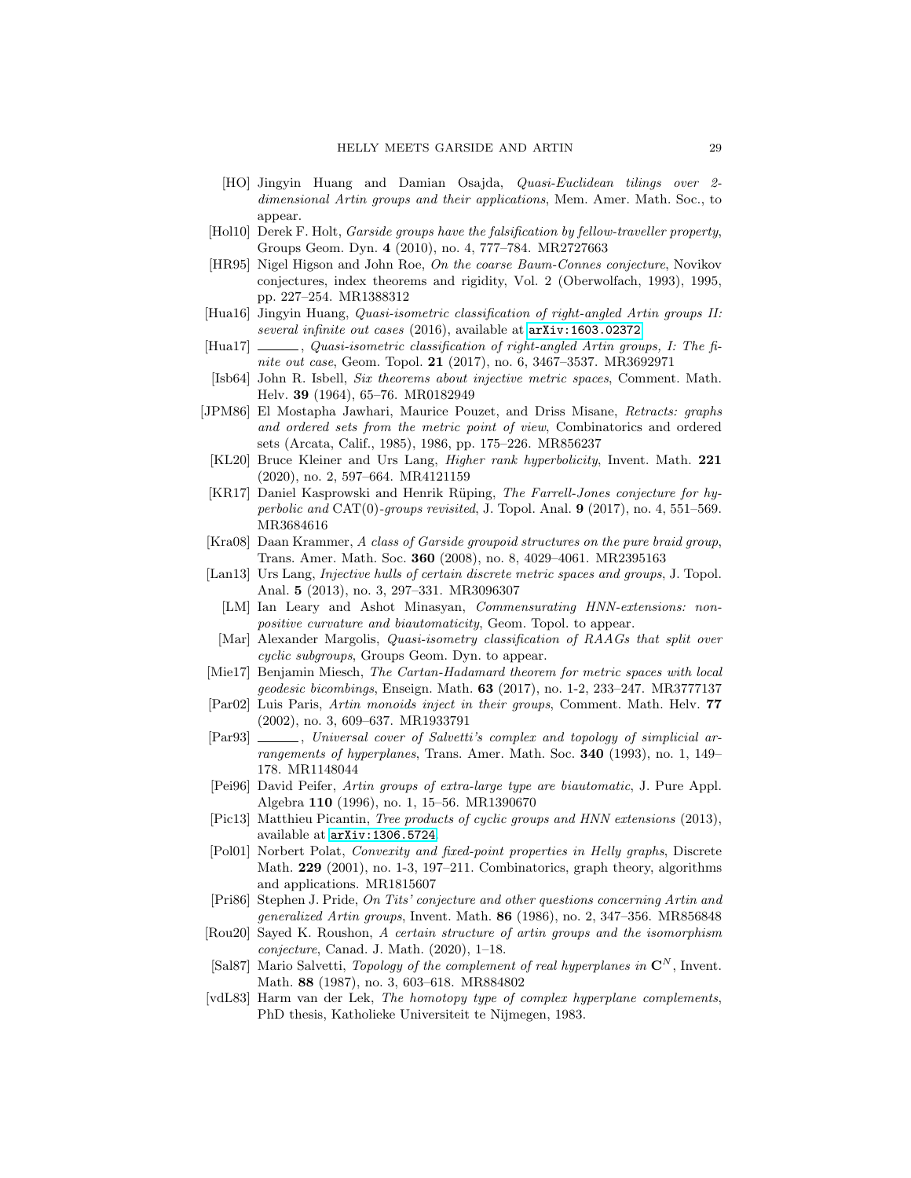[HO] Jingyin Huang and Damian Osajda, *Quasi-Euclidean tilings over 2-dimensional Artin groups and their applications*, Mem. Amer. Math. Soc., to appear.

[Hol10] Derek F. Holt, *Garside groups have the falsification by fellow-traveller property*, Groups Geom. Dyn. **4** (2010), no. 4, 777–784. MR2727663

[HR95] Nigel Higson and John Roe, *On the coarse Baum-Connes conjecture*, Novikov conjectures, index theorems and rigidity, Vol. 2 (Oberwolfach, 1993), 1995, pp. 227–254. MR1388312

[Hua16] Jingyin Huang, *Quasi-isometric classification of right-angled Artin groups II: several infinite out cases* (2016), available at arXiv:1603.02372.

[Hua17] ______, *Quasi-isometric classification of right-angled Artin groups, I: The finite out case*, Geom. Topol. **21** (2017), no. 6, 3467–3537. MR3692971

[Isb64] John R. Isbell, *Six theorems about injective metric spaces*, Comment. Math. Helv. **39** (1964), 65–76. MR0182949

[JPM86] El Mostapha Jawhari, Maurice Pouzet, and Driss Misane, *Retracts: graphs and ordered sets from the metric point of view*, Combinatorics and ordered sets (Arcata, Calif., 1985), 1986, pp. 175–226. MR856237

[KL20] Bruce Kleiner and Urs Lang, *Higher rank hyperbolicity*, Invent. Math. **221** (2020), no. 2, 597–664. MR4121159

[KR17] Daniel Kasprowski and Henrik Rüping, *The Farrell-Jones conjecture for hyperbolic and* CAT(0)*-groups revisited*, J. Topol. Anal. **9** (2017), no. 4, 551–569. MR3684616

[Kra08] Daan Krammer, *A class of Garside groupoid structures on the pure braid group*, Trans. Amer. Math. Soc. **360** (2008), no. 8, 4029–4061. MR2395163

[Lan13] Urs Lang, *Injective hulls of certain discrete metric spaces and groups*, J. Topol. Anal. **5** (2013), no. 3, 297–331. MR3096307

[LM] Ian Leary and Ashot Minasyan, *Commensurating HNN-extensions: nonpositive curvature and biautomaticity*, Geom. Topol. to appear.

[Mar] Alexander Margolis, *Quasi-isometry classification of RAAGs that split over cyclic subgroups*, Groups Geom. Dyn. to appear.

[Mie17] Benjamin Miesch, *The Cartan-Hadamard theorem for metric spaces with local geodesic bicombings*, Enseign. Math. **63** (2017), no. 1-2, 233–247. MR3777137

[Par02] Luis Paris, *Artin monoids inject in their groups*, Comment. Math. Helv. **77** (2002), no. 3, 609–637. MR1933791

[Par93] ______, *Universal cover of Salvetti's complex and topology of simplicial arrangements of hyperplanes*, Trans. Amer. Math. Soc. **340** (1993), no. 1, 149–178. MR1148044

[Pei96] David Peifer, *Artin groups of extra-large type are biautomatic*, J. Pure Appl. Algebra **110** (1996), no. 1, 15–56. MR1390670

[Pic13] Matthieu Picantin, *Tree products of cyclic groups and HNN extensions* (2013), available at arXiv:1306.5724.

[Pol01] Norbert Polat, *Convexity and fixed-point properties in Helly graphs*, Discrete Math. **229** (2001), no. 1-3, 197–211. Combinatorics, graph theory, algorithms and applications. MR1815607

[Pri86] Stephen J. Pride, *On Tits' conjecture and other questions concerning Artin and generalized Artin groups*, Invent. Math. **86** (1986), no. 2, 347–356. MR856848

[Rou20] Sayed K. Roushon, *A certain structure of artin groups and the isomorphism conjecture*, Canad. J. Math. (2020), 1–18.

[Sal87] Mario Salvetti, *Topology of the complement of real hyperplanes in* $\mathbf{C}^N$, Invent. Math. **88** (1987), no. 3, 603–618. MR884802

[vdL83] Harm van der Lek, *The homotopy type of complex hyperplane complements*, PhD thesis, Katholieke Universiteit te Nijmegen, 1983.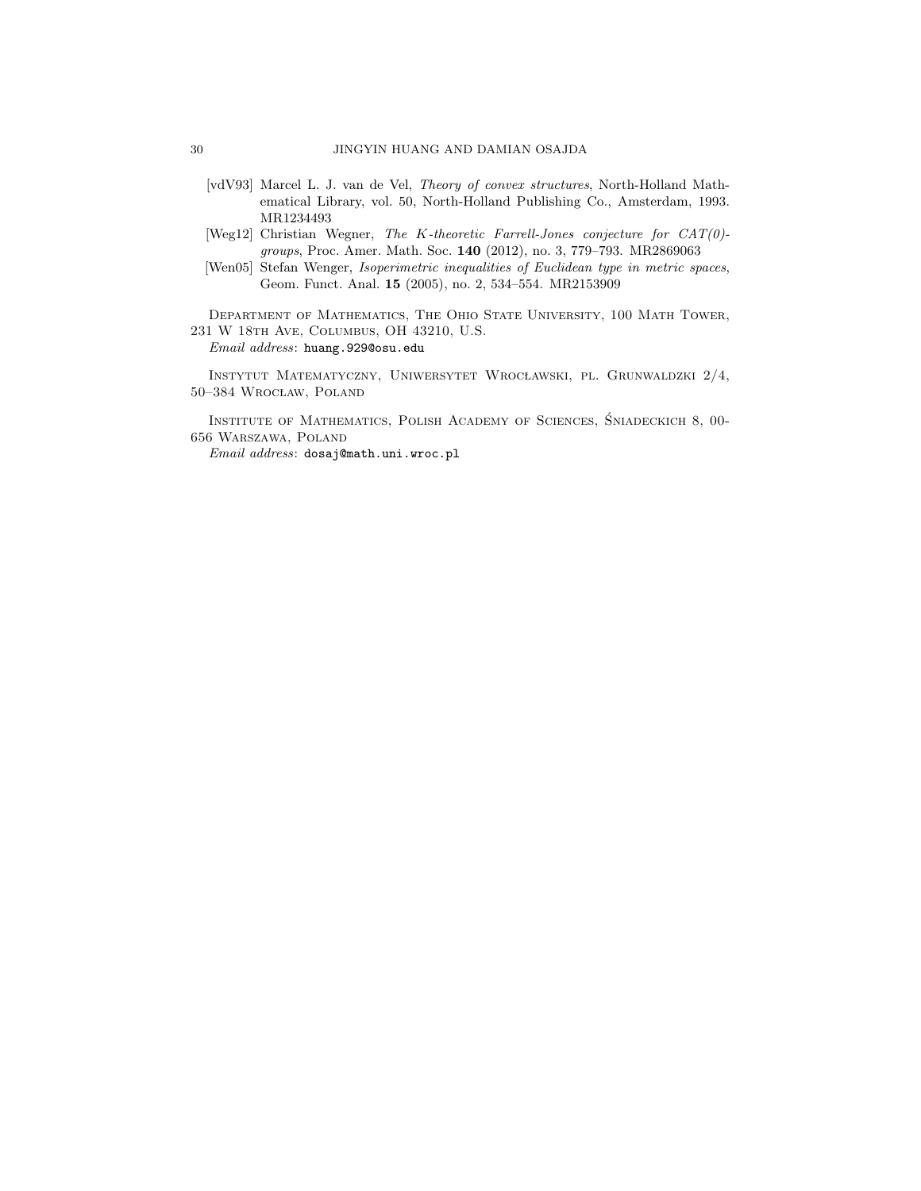[vdV93] Marcel L. J. van de Vel, *Theory of convex structures*, North-Holland Mathematical Library, vol. 50, North-Holland Publishing Co., Amsterdam, 1993. MR1234493

[Weg12] Christian Wegner, *The $K$-theoretic Farrell-Jones conjecture for CAT(0)-groups*, Proc. Amer. Math. Soc. **140** (2012), no. 3, 779–793. MR2869063

[Wen05] Stefan Wenger, *Isoperimetric inequalities of Euclidean type in metric spaces*, Geom. Funct. Anal. **15** (2005), no. 2, 534–554. MR2153909

Department of Mathematics, The Ohio State University, 100 Math Tower, 231 W 18th Ave, Columbus, OH 43210, U.S.

*Email address*: huang.929@osu.edu

Instytut Matematyczny, Uniwersytet Wrocławski, pl. Grunwaldzki 2/4, 50–384 Wrocław, Poland

Institute of Mathematics, Polish Academy of Sciences, Śniadeckich 8, 00-656 Warszawa, Poland

*Email address*: dosaj@math.uni.wroc.pl